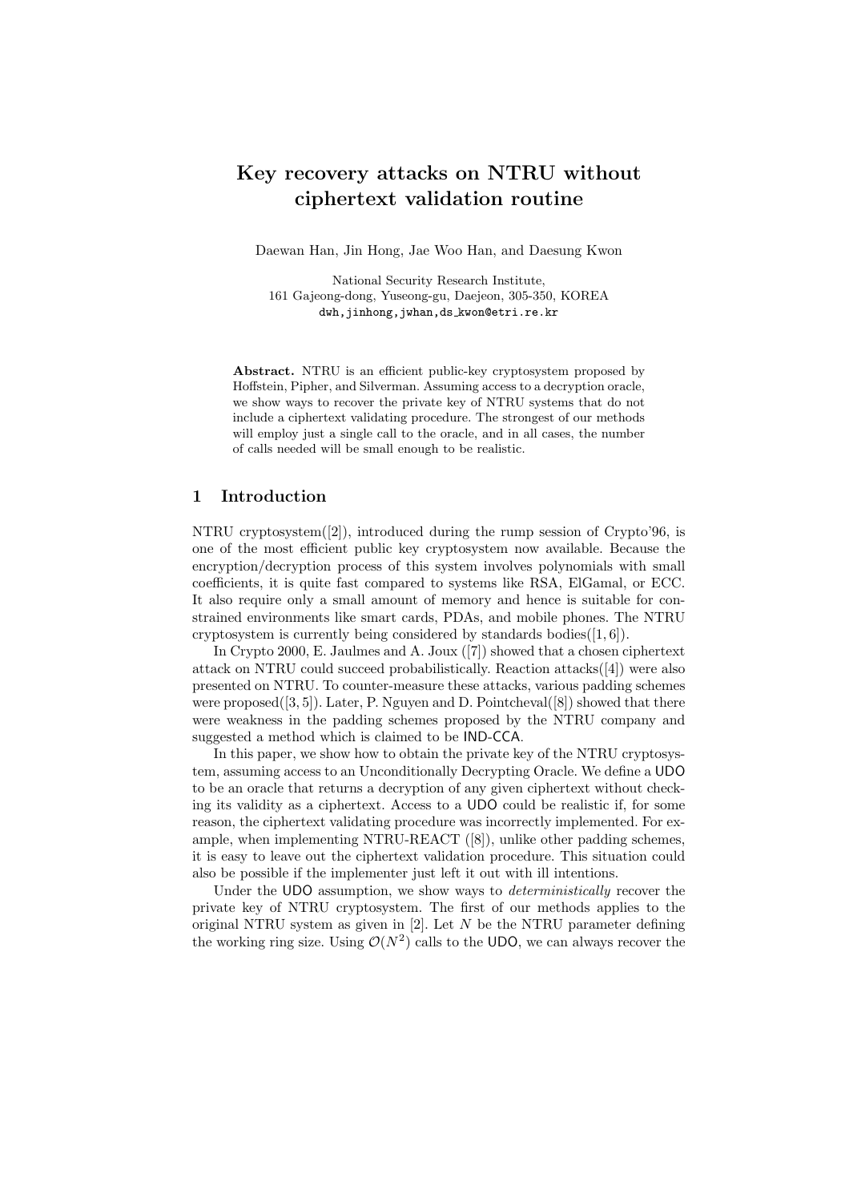# Key recovery attacks on NTRU without ciphertext validation routine

Daewan Han, Jin Hong, Jae Woo Han, and Daesung Kwon

National Security Research Institute,
161 Gajeong-dong, Yuseong-gu, Daejeon, 305-350, KOREA
dwh,jinhong,jwhan,ds_kwon@etri.re.kr

**Abstract.** NTRU is an efficient public-key cryptosystem proposed by Hoffstein, Pipher, and Silverman. Assuming access to a decryption oracle, we show ways to recover the private key of NTRU systems that do not include a ciphertext validating procedure. The strongest of our methods will employ just a single call to the oracle, and in all cases, the number of calls needed will be small enough to be realistic.

## 1 Introduction

NTRU cryptosystem([2]), introduced during the rump session of Crypto'96, is one of the most efficient public key cryptosystem now available. Because the encryption/decryption process of this system involves polynomials with small coefficients, it is quite fast compared to systems like RSA, ElGamal, or ECC. It also require only a small amount of memory and hence is suitable for constrained environments like smart cards, PDAs, and mobile phones. The NTRU cryptosystem is currently being considered by standards bodies([1, 6]).

In Crypto 2000, E. Jaulmes and A. Joux ([7]) showed that a chosen ciphertext attack on NTRU could succeed probabilistically. Reaction attacks([4]) were also presented on NTRU. To counter-measure these attacks, various padding schemes were proposed([3, 5]). Later, P. Nguyen and D. Pointcheval([8]) showed that there were weakness in the padding schemes proposed by the NTRU company and suggested a method which is claimed to be IND-CCA.

In this paper, we show how to obtain the private key of the NTRU cryptosystem, assuming access to an Unconditionally Decrypting Oracle. We define a UDO to be an oracle that returns a decryption of any given ciphertext without checking its validity as a ciphertext. Access to a UDO could be realistic if, for some reason, the ciphertext validating procedure was incorrectly implemented. For example, when implementing NTRU-REACT ([8]), unlike other padding schemes, it is easy to leave out the ciphertext validation procedure. This situation could also be possible if the implementer just left it out with ill intentions.

Under the UDO assumption, we show ways to *deterministically* recover the private key of NTRU cryptosystem. The first of our methods applies to the original NTRU system as given in [2]. Let $N$ be the NTRU parameter defining the working ring size. Using $\mathcal{O}(N^2)$ calls to the UDO, we can always recover the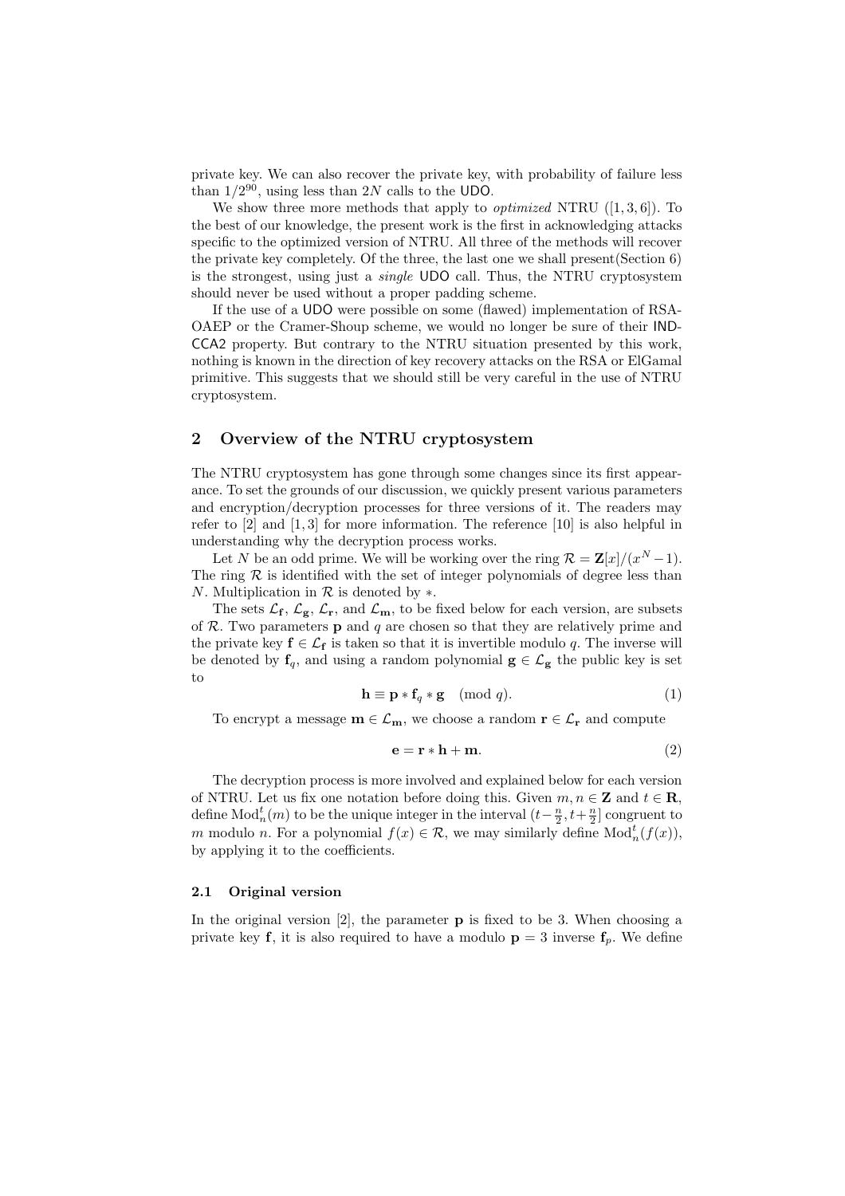private key. We can also recover the private key, with probability of failure less than $1/2^{90}$, using less than $2N$ calls to the UDO.

We show three more methods that apply to *optimized* NTRU ([1, 3, 6]). To the best of our knowledge, the present work is the first in acknowledging attacks specific to the optimized version of NTRU. All three of the methods will recover the private key completely. Of the three, the last one we shall present(Section 6) is the strongest, using just a *single* UDO call. Thus, the NTRU cryptosystem should never be used without a proper padding scheme.

If the use of a UDO were possible on some (flawed) implementation of RSA-OAEP or the Cramer-Shoup scheme, we would no longer be sure of their IND-CCA2 property. But contrary to the NTRU situation presented by this work, nothing is known in the direction of key recovery attacks on the RSA or ElGamal primitive. This suggests that we should still be very careful in the use of NTRU cryptosystem.

## 2 Overview of the NTRU cryptosystem

The NTRU cryptosystem has gone through some changes since its first appearance. To set the grounds of our discussion, we quickly present various parameters and encryption/decryption processes for three versions of it. The readers may refer to [2] and [1, 3] for more information. The reference [10] is also helpful in understanding why the decryption process works.

Let $N$ be an odd prime. We will be working over the ring $\mathcal{R} = \mathbf{Z}[x]/(x^N - 1)$. The ring $\mathcal{R}$ is identified with the set of integer polynomials of degree less than $N$. Multiplication in $\mathcal{R}$ is denoted by $*$.

The sets $\mathcal{L}_{\mathbf{f}}$, $\mathcal{L}_{\mathbf{g}}$, $\mathcal{L}_{\mathbf{r}}$, and $\mathcal{L}_{\mathbf{m}}$, to be fixed below for each version, are subsets of $\mathcal{R}$. Two parameters $\mathbf{p}$ and $q$ are chosen so that they are relatively prime and the private key $\mathbf{f} \in \mathcal{L}_{\mathbf{f}}$ is taken so that it is invertible modulo $q$. The inverse will be denoted by $\mathbf{f}_q$, and using a random polynomial $\mathbf{g} \in \mathcal{L}_{\mathbf{g}}$ the public key is set to

$$\mathbf{h} \equiv \mathbf{p} * \mathbf{f}_q * \mathbf{g} \pmod{q}. \tag{1}$$

To encrypt a message $\mathbf{m} \in \mathcal{L}_{\mathbf{m}}$, we choose a random $\mathbf{r} \in \mathcal{L}_{\mathbf{r}}$ and compute

$$\mathbf{e} = \mathbf{r} * \mathbf{h} + \mathbf{m}. \tag{2}$$

The decryption process is more involved and explained below for each version of NTRU. Let us fix one notation before doing this. Given $m, n \in \mathbf{Z}$ and $t \in \mathbf{R}$, define $\mathrm{Mod}_n^t(m)$ to be the unique integer in the interval $(t - \frac{n}{2}, t + \frac{n}{2}]$ congruent to $m$ modulo $n$. For a polynomial $f(x) \in \mathcal{R}$, we may similarly define $\mathrm{Mod}_n^t(f(x))$, by applying it to the coefficients.

### 2.1 Original version

In the original version [2], the parameter $\mathbf{p}$ is fixed to be 3. When choosing a private key $\mathbf{f}$, it is also required to have a modulo $\mathbf{p} = 3$ inverse $\mathbf{f}_p$. We define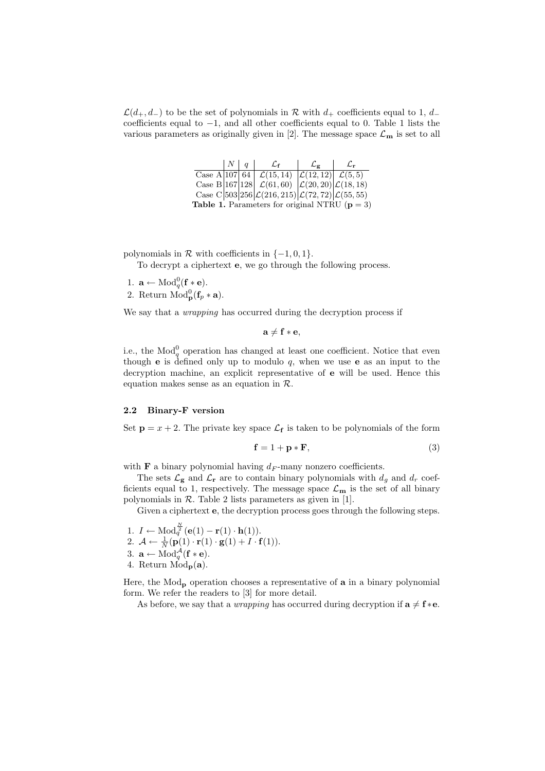$\mathcal{L}(d_+, d_-)$ to be the set of polynomials in $\mathcal{R}$ with $d_+$ coefficients equal to 1, $d_-$ coefficients equal to $-1$, and all other coefficients equal to 0. Table 1 lists the various parameters as originally given in [2]. The message space $\mathcal{L}_\mathbf{m}$ is set to all

| | $N$ | $q$ | $\mathcal{L}_\mathbf{f}$ | $\mathcal{L}_\mathbf{g}$ | $\mathcal{L}_\mathbf{r}$ |
|---|---|---|---|---|---|
| Case A | 107 | 64 | $\mathcal{L}(15, 14)$ | $\mathcal{L}(12, 12)$ | $\mathcal{L}(5, 5)$ |
| Case B | 167 | 128 | $\mathcal{L}(61, 60)$ | $\mathcal{L}(20, 20)$ | $\mathcal{L}(18, 18)$ |
| Case C | 503 | 256 | $\mathcal{L}(216, 215)$ | $\mathcal{L}(72, 72)$ | $\mathcal{L}(55, 55)$ |

**Table 1.** Parameters for original NTRU ($\mathbf{p} = 3$)

polynomials in $\mathcal{R}$ with coefficients in $\{-1, 0, 1\}$.

To decrypt a ciphertext $\mathbf{e}$, we go through the following process.

1. $\mathbf{a} \leftarrow \mathrm{Mod}_q^0(\mathbf{f} * \mathbf{e})$.
2. Return $\mathrm{Mod}_\mathbf{p}^0(\mathbf{f}_p * \mathbf{a})$.

We say that a *wrapping* has occurred during the decryption process if

$$\mathbf{a} \neq \mathbf{f} * \mathbf{e},$$

i.e., the $\mathrm{Mod}_q^0$ operation has changed at least one coefficient. Notice that even though $\mathbf{e}$ is defined only up to modulo $q$, when we use $\mathbf{e}$ as an input to the decryption machine, an explicit representative of $\mathbf{e}$ will be used. Hence this equation makes sense as an equation in $\mathcal{R}$.

### 2.2 Binary-F version

Set $\mathbf{p} = x + 2$. The private key space $\mathcal{L}_\mathbf{f}$ is taken to be polynomials of the form

$$\mathbf{f} = 1 + \mathbf{p} * \mathbf{F}, \tag{3}$$

with $\mathbf{F}$ a binary polynomial having $d_F$-many nonzero coefficients.

The sets $\mathcal{L}_\mathbf{g}$ and $\mathcal{L}_\mathbf{r}$ are to contain binary polynomials with $d_g$ and $d_r$ coefficients equal to 1, respectively. The message space $\mathcal{L}_\mathbf{m}$ is the set of all binary polynomials in $\mathcal{R}$. Table 2 lists parameters as given in [1].

Given a ciphertext $\mathbf{e}$, the decryption process goes through the following steps.

1. $I \leftarrow \mathrm{Mod}_q^{\frac{N}{2}}(\mathbf{e}(1) - \mathbf{r}(1) \cdot \mathbf{h}(1))$.
2. $\mathcal{A} \leftarrow \frac{1}{N}(\mathbf{p}(1) \cdot \mathbf{r}(1) \cdot \mathbf{g}(1) + I \cdot \mathbf{f}(1))$.
3. $\mathbf{a} \leftarrow \mathrm{Mod}_q^{\mathcal{A}}(\mathbf{f} * \mathbf{e})$.
4. Return $\mathrm{Mod}_\mathbf{p}(\mathbf{a})$.

Here, the $\mathrm{Mod}_\mathbf{p}$ operation chooses a representative of $\mathbf{a}$ in a binary polynomial form. We refer the readers to [3] for more detail.

As before, we say that a *wrapping* has occurred during decryption if $\mathbf{a} \neq \mathbf{f} * \mathbf{e}$.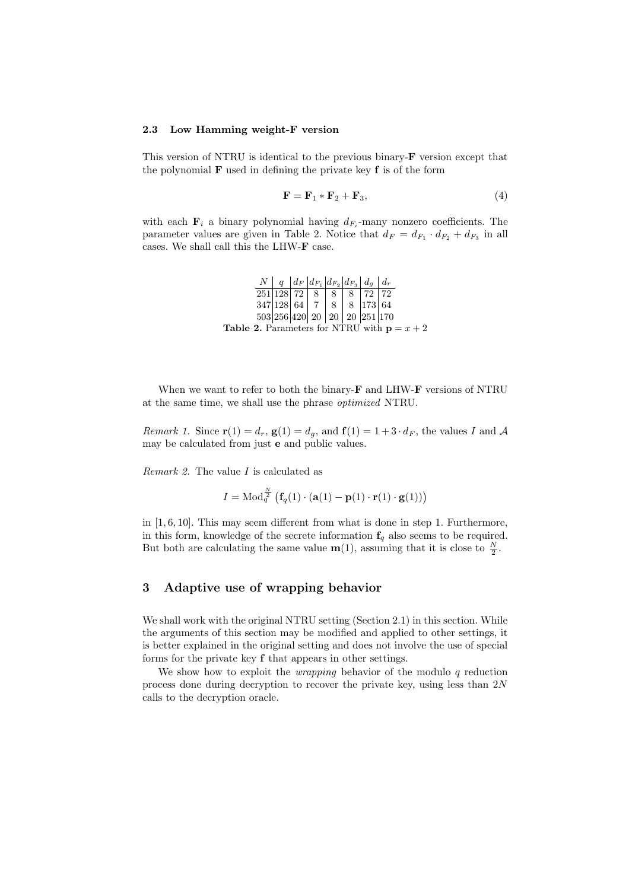### 2.3 Low Hamming weight-F version

This version of NTRU is identical to the previous binary-**F** version except that the polynomial **F** used in defining the private key **f** is of the form

$$\mathbf{F} = \mathbf{F}_1 * \mathbf{F}_2 + \mathbf{F}_3, \tag{4}$$

with each $\mathbf{F}_i$ a binary polynomial having $d_{F_i}$-many nonzero coefficients. The parameter values are given in Table 2. Notice that $d_F = d_{F_1} \cdot d_{F_2} + d_{F_3}$ in all cases. We shall call this the LHW-**F** case.

| $N$ | $q$ | $d_F$ | $d_{F_1}$ | $d_{F_2}$ | $d_{F_3}$ | $d_g$ | $d_r$ |
|---|---|---|---|---|---|---|---|
| 251 | 128 | 72 | 8 | 8 | 8 | 72 | 72 |
| 347 | 128 | 64 | 7 | 8 | 8 | 173 | 64 |
| 503 | 256 | 420 | 20 | 20 | 20 | 251 | 170 |

**Table 2.** Parameters for NTRU with $\mathbf{p} = x + 2$

When we want to refer to both the binary-**F** and LHW-**F** versions of NTRU at the same time, we shall use the phrase *optimized* NTRU.

*Remark 1.* Since $\mathbf{r}(1) = d_r$, $\mathbf{g}(1) = d_g$, and $\mathbf{f}(1) = 1 + 3 \cdot d_F$, the values $I$ and $\mathcal{A}$ may be calculated from just $\mathbf{e}$ and public values.

*Remark 2.* The value $I$ is calculated as

$$I = \mathrm{Mod}_q^{\frac{N}{2}} \left( \mathbf{f}_q(1) \cdot (\mathbf{a}(1) - \mathbf{p}(1) \cdot \mathbf{r}(1) \cdot \mathbf{g}(1)) \right)$$

in [1, 6, 10]. This may seem different from what is done in step 1. Furthermore, in this form, knowledge of the secrete information $\mathbf{f}_q$ also seems to be required. But both are calculating the same value $\mathbf{m}(1)$, assuming that it is close to $\frac{N}{2}$.

## 3 Adaptive use of wrapping behavior

We shall work with the original NTRU setting (Section 2.1) in this section. While the arguments of this section may be modified and applied to other settings, it is better explained in the original setting and does not involve the use of special forms for the private key **f** that appears in other settings.

We show how to exploit the *wrapping* behavior of the modulo $q$ reduction process done during decryption to recover the private key, using less than $2N$ calls to the decryption oracle.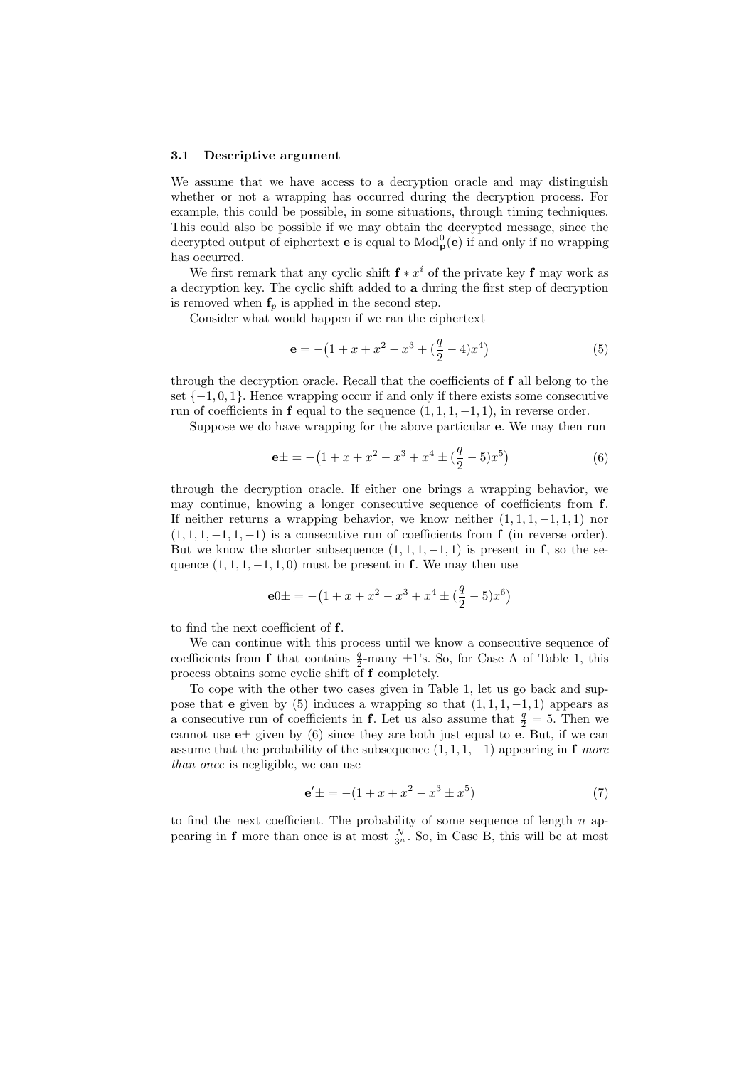### 3.1 Descriptive argument

We assume that we have access to a decryption oracle and may distinguish whether or not a wrapping has occurred during the decryption process. For example, this could be possible, in some situations, through timing techniques. This could also be possible if we may obtain the decrypted message, since the decrypted output of ciphertext $\mathbf{e}$ is equal to $\mathrm{Mod}^0_{\mathbf{p}}(\mathbf{e})$ if and only if no wrapping has occurred.

We first remark that any cyclic shift $\mathbf{f} * x^i$ of the private key $\mathbf{f}$ may work as a decryption key. The cyclic shift added to $\mathbf{a}$ during the first step of decryption is removed when $\mathbf{f}_p$ is applied in the second step.

Consider what would happen if we ran the ciphertext

$$\mathbf{e} = -\big(1 + x + x^2 - x^3 + (\frac{q}{2} - 4)x^4\big) \tag{5}$$

through the decryption oracle. Recall that the coefficients of $\mathbf{f}$ all belong to the set $\{-1, 0, 1\}$. Hence wrapping occur if and only if there exists some consecutive run of coefficients in $\mathbf{f}$ equal to the sequence $(1, 1, 1, -1, 1)$, in reverse order.

Suppose we do have wrapping for the above particular $\mathbf{e}$. We may then run

$$\mathbf{e}\pm = -\big(1 + x + x^2 - x^3 + x^4 \pm (\frac{q}{2} - 5)x^5\big) \tag{6}$$

through the decryption oracle. If either one brings a wrapping behavior, we may continue, knowing a longer consecutive sequence of coefficients from $\mathbf{f}$. If neither returns a wrapping behavior, we know neither $(1, 1, 1, -1, 1, 1)$ nor $(1, 1, 1, -1, 1, -1)$ is a consecutive run of coefficients from $\mathbf{f}$ (in reverse order). But we know the shorter subsequence $(1, 1, 1, -1, 1)$ is present in $\mathbf{f}$, so the sequence $(1, 1, 1, -1, 1, 0)$ must be present in $\mathbf{f}$. We may then use

$$\mathbf{e}0\pm = -\big(1 + x + x^2 - x^3 + x^4 \pm (\frac{q}{2} - 5)x^6\big)$$

to find the next coefficient of $\mathbf{f}$.

We can continue with this process until we know a consecutive sequence of coefficients from $\mathbf{f}$ that contains $\frac{q}{2}$-many $\pm 1$'s. So, for Case A of Table 1, this process obtains some cyclic shift of $\mathbf{f}$ completely.

To cope with the other two cases given in Table 1, let us go back and suppose that $\mathbf{e}$ given by (5) induces a wrapping so that $(1, 1, 1, -1, 1)$ appears as a consecutive run of coefficients in $\mathbf{f}$. Let us also assume that $\frac{q}{2} = 5$. Then we cannot use $\mathbf{e}\pm$ given by (6) since they are both just equal to $\mathbf{e}$. But, if we can assume that the probability of the subsequence $(1, 1, 1, -1)$ appearing in $\mathbf{f}$ *more than once* is negligible, we can use

$$\mathbf{e}'\pm = -(1 + x + x^2 - x^3 \pm x^5) \tag{7}$$

to find the next coefficient. The probability of some sequence of length $n$ appearing in $\mathbf{f}$ more than once is at most $\frac{N}{3^n}$. So, in Case B, this will be at most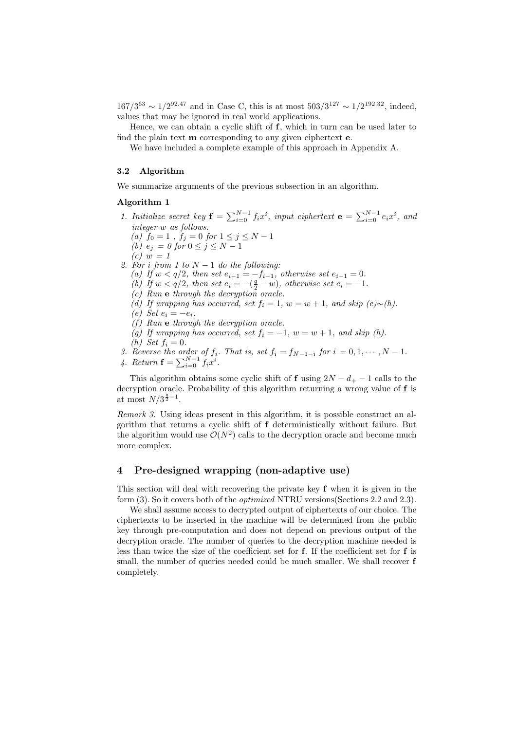$167/3^{63} \sim 1/2^{92.47}$ and in Case C, this is at most $503/3^{127} \sim 1/2^{192.32}$, indeed, values that may be ignored in real world applications.

Hence, we can obtain a cyclic shift of $\mathbf{f}$, which in turn can be used later to find the plain text $\mathbf{m}$ corresponding to any given ciphertext $\mathbf{e}$.

We have included a complete example of this approach in Appendix A.

### 3.2 Algorithm

We summarize arguments of the previous subsection in an algorithm.

**Algorithm 1**

1. *Initialize secret key* $\mathbf{f} = \sum_{i=0}^{N-1} f_i x^i$, *input ciphertext* $\mathbf{e} = \sum_{i=0}^{N-1} e_i x^i$, *and integer* $w$ *as follows.*
   (a) $f_0 = 1$ , $f_j = 0$ *for* $1 \leq j \leq N-1$
   (b) $e_j = 0$ *for* $0 \leq j \leq N-1$
   (c) $w = 1$
2. *For* $i$ *from 1 to* $N-1$ *do the following:*
   (a) *If* $w < q/2$, *then set* $e_{i-1} = -f_{i-1}$, *otherwise set* $e_{i-1} = 0$.
   (b) *If* $w < q/2$, *then set* $e_i = -(\frac{q}{2} - w)$, *otherwise set* $e_i = -1$.
   (c) *Run* $\mathbf{e}$ *through the decryption oracle.*
   (d) *If wrapping has occurred, set* $f_i = 1$, $w = w + 1$, *and skip (e)∼(h).*
   (e) *Set* $e_i = -e_i$.
   (f) *Run* $\mathbf{e}$ *through the decryption oracle.*
   (g) *If wrapping has occurred, set* $f_i = -1$, $w = w + 1$, *and skip (h).*
   (h) *Set* $f_i = 0$.
3. *Reverse the order of* $f_i$. *That is, set* $f_i = f_{N-1-i}$ *for* $i = 0, 1, \cdots, N-1$.
4. *Return* $\mathbf{f} = \sum_{i=0}^{N-1} f_i x^i$.

This algorithm obtains some cyclic shift of $\mathbf{f}$ using $2N - d_+ - 1$ calls to the decryption oracle. Probability of this algorithm returning a wrong value of $\mathbf{f}$ is at most $N/3^{\frac{q}{2}-1}$.

*Remark 3.* Using ideas present in this algorithm, it is possible construct an algorithm that returns a cyclic shift of $\mathbf{f}$ deterministically without failure. But the algorithm would use $\mathcal{O}(N^2)$ calls to the decryption oracle and become much more complex.

## 4 Pre-designed wrapping (non-adaptive use)

This section will deal with recovering the private key $\mathbf{f}$ when it is given in the form (3). So it covers both of the *optimized* NTRU versions(Sections 2.2 and 2.3).

We shall assume access to decrypted output of ciphertexts of our choice. The ciphertexts to be inserted in the machine will be determined from the public key through pre-computation and does not depend on previous output of the decryption oracle. The number of queries to the decryption machine needed is less than twice the size of the coefficient set for $\mathbf{f}$. If the coefficient set for $\mathbf{f}$ is small, the number of queries needed could be much smaller. We shall recover $\mathbf{f}$ completely.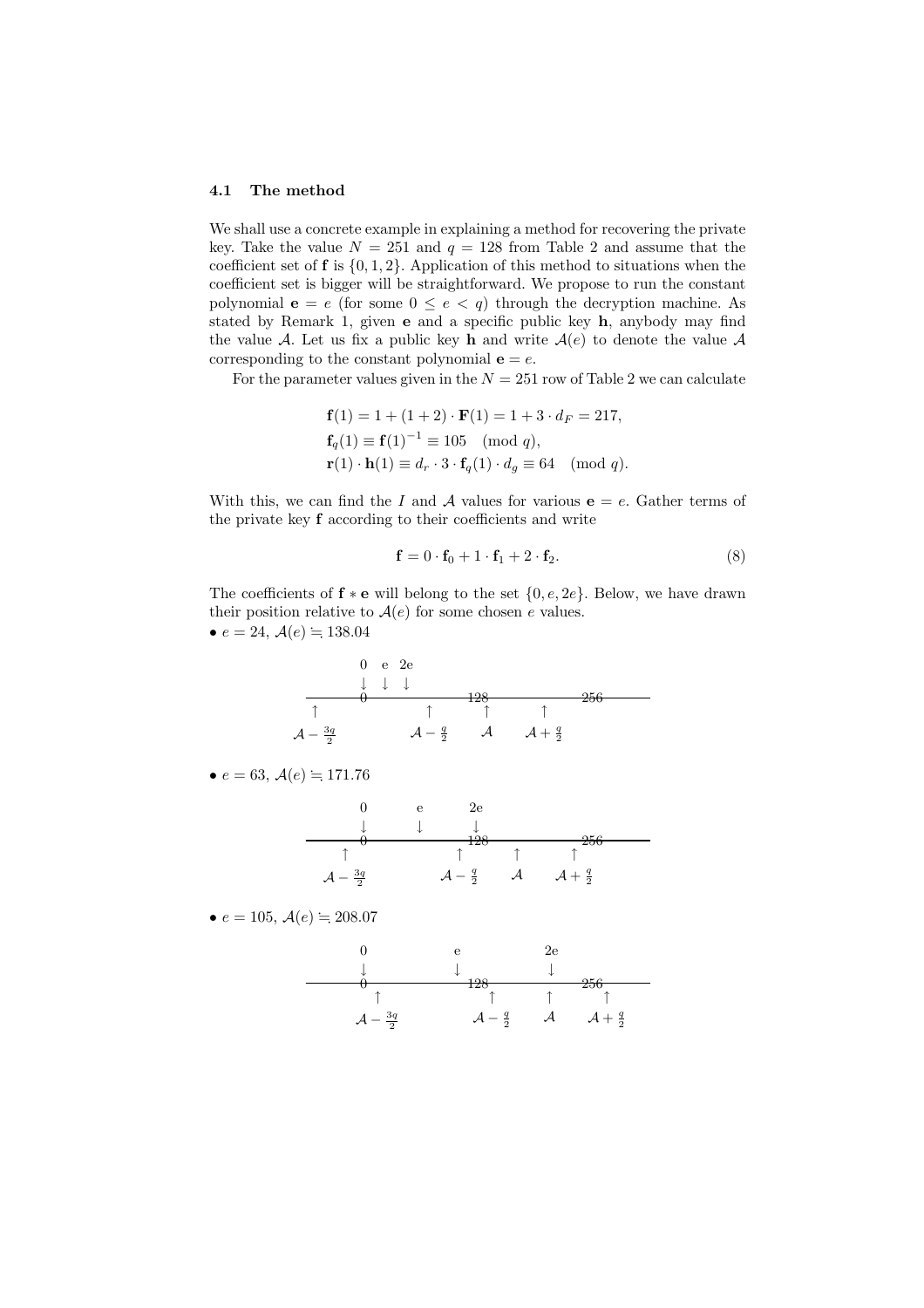### 4.1 The method

We shall use a concrete example in explaining a method for recovering the private key. Take the value $N = 251$ and $q = 128$ from Table 2 and assume that the coefficient set of $\mathbf{f}$ is $\{0, 1, 2\}$. Application of this method to situations when the coefficient set is bigger will be straightforward. We propose to run the constant polynomial $\mathbf{e} = e$ (for some $0 \leq e < q$) through the decryption machine. As stated by Remark 1, given $\mathbf{e}$ and a specific public key $\mathbf{h}$, anybody may find the value $\mathcal{A}$. Let us fix a public key $\mathbf{h}$ and write $\mathcal{A}(e)$ to denote the value $\mathcal{A}$ corresponding to the constant polynomial $\mathbf{e} = e$.

For the parameter values given in the $N = 251$ row of Table 2 we can calculate

$$
\begin{aligned}
\mathbf{f}(1) &= 1 + (1+2) \cdot \mathbf{F}(1) = 1 + 3 \cdot d_F = 217, \\
\mathbf{f}_q(1) &\equiv \mathbf{f}(1)^{-1} \equiv 105 \pmod{q}, \\
\mathbf{r}(1) \cdot \mathbf{h}(1) &\equiv d_r \cdot 3 \cdot \mathbf{f}_q(1) \cdot d_g \equiv 64 \pmod{q}.
\end{aligned}
$$

With this, we can find the $I$ and $\mathcal{A}$ values for various $\mathbf{e} = e$. Gather terms of the private key $\mathbf{f}$ according to their coefficients and write

$$
\mathbf{f} = 0 \cdot \mathbf{f}_0 + 1 \cdot \mathbf{f}_1 + 2 \cdot \mathbf{f}_2. \tag{8}
$$

The coefficients of $\mathbf{f} * \mathbf{e}$ will belong to the set $\{0, e, 2e\}$. Below, we have drawn their position relative to $\mathcal{A}(e)$ for some chosen $e$ values.

- $e = 24$, $\mathcal{A}(e) \risingdotseq 138.04$

```
          0  e  2e
          ↓  ↓  ↓
 ---------0---------128---------256------
 ↑               ↑       ↑       ↑
A-3q/2        A-q/2     A     A+q/2
```

- $e = 63$, $\mathcal{A}(e) \risingdotseq 171.76$

```
          0       e       2e
          ↓       ↓       ↓
 ---------0---------------128---------256------
        ↑                ↑      ↑       ↑
     A-3q/2           A-q/2    A     A+q/2
```

- $e = 105$, $\mathcal{A}(e) \risingdotseq 208.07$

```
          0            e            2e
          ↓            ↓            ↓
 ---------0-------------128---------------256------
            ↑                ↑      ↑       ↑
         A-3q/2           A-q/2    A     A+q/2
```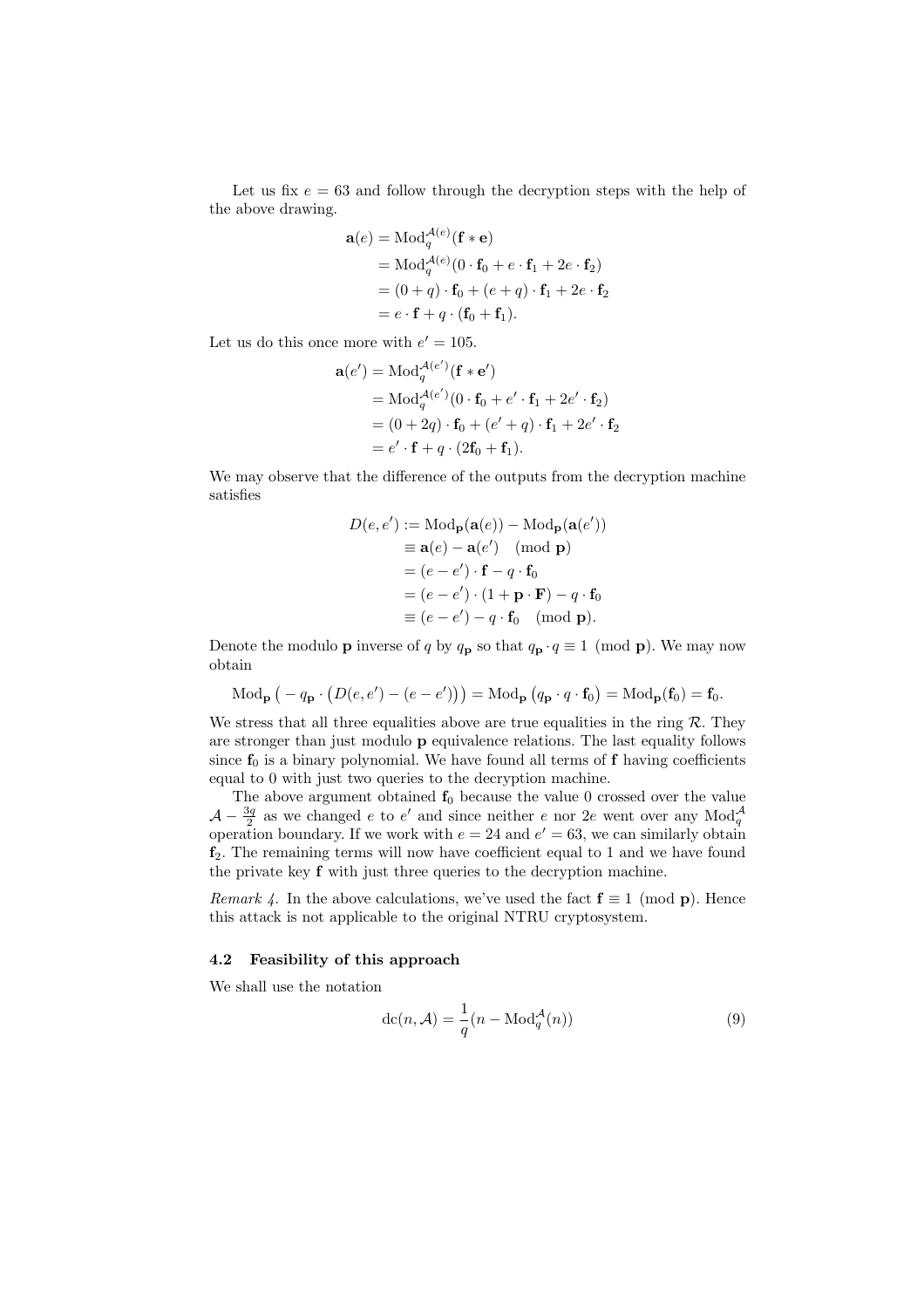Let us fix $e = 63$ and follow through the decryption steps with the help of the above drawing.

$$
\begin{aligned}
\mathbf{a}(e) &= \mathrm{Mod}_q^{\mathcal{A}(e)}(\mathbf{f} * \mathbf{e}) \\
&= \mathrm{Mod}_q^{\mathcal{A}(e)}(0 \cdot \mathbf{f}_0 + e \cdot \mathbf{f}_1 + 2e \cdot \mathbf{f}_2) \\
&= (0 + q) \cdot \mathbf{f}_0 + (e + q) \cdot \mathbf{f}_1 + 2e \cdot \mathbf{f}_2 \\
&= e \cdot \mathbf{f} + q \cdot (\mathbf{f}_0 + \mathbf{f}_1).
\end{aligned}
$$

Let us do this once more with $e' = 105$.

$$
\begin{aligned}
\mathbf{a}(e') &= \mathrm{Mod}_q^{\mathcal{A}(e')}(\mathbf{f} * \mathbf{e}') \\
&= \mathrm{Mod}_q^{\mathcal{A}(e')}(0 \cdot \mathbf{f}_0 + e' \cdot \mathbf{f}_1 + 2e' \cdot \mathbf{f}_2) \\
&= (0 + 2q) \cdot \mathbf{f}_0 + (e' + q) \cdot \mathbf{f}_1 + 2e' \cdot \mathbf{f}_2 \\
&= e' \cdot \mathbf{f} + q \cdot (2\mathbf{f}_0 + \mathbf{f}_1).
\end{aligned}
$$

We may observe that the difference of the outputs from the decryption machine satisfies

$$
\begin{aligned}
D(e, e') &:= \mathrm{Mod}_{\mathbf{p}}(\mathbf{a}(e)) - \mathrm{Mod}_{\mathbf{p}}(\mathbf{a}(e')) \\
&\equiv \mathbf{a}(e) - \mathbf{a}(e') \pmod{\mathbf{p}} \\
&= (e - e') \cdot \mathbf{f} - q \cdot \mathbf{f}_0 \\
&= (e - e') \cdot (1 + \mathbf{p} \cdot \mathbf{F}) - q \cdot \mathbf{f}_0 \\
&\equiv (e - e') - q \cdot \mathbf{f}_0 \pmod{\mathbf{p}}.
\end{aligned}
$$

Denote the modulo $\mathbf{p}$ inverse of $q$ by $q_{\mathbf{p}}$ so that $q_{\mathbf{p}} \cdot q \equiv 1 \pmod{\mathbf{p}}$. We may now obtain

$$
\mathrm{Mod}_{\mathbf{p}}\big( - q_{\mathbf{p}} \cdot \big(D(e, e') - (e - e')\big)\big) = \mathrm{Mod}_{\mathbf{p}}\big(q_{\mathbf{p}} \cdot q \cdot \mathbf{f}_0\big) = \mathrm{Mod}_{\mathbf{p}}(\mathbf{f}_0) = \mathbf{f}_0.
$$

We stress that all three equalities above are true equalities in the ring $\mathcal{R}$. They are stronger than just modulo $\mathbf{p}$ equivalence relations. The last equality follows since $\mathbf{f}_0$ is a binary polynomial. We have found all terms of $\mathbf{f}$ having coefficients equal to 0 with just two queries to the decryption machine.

The above argument obtained $\mathbf{f}_0$ because the value 0 crossed over the value $\mathcal{A} - \frac{3q}{2}$ as we changed $e$ to $e'$ and since neither $e$ nor $2e$ went over any $\mathrm{Mod}_q^{\mathcal{A}}$ operation boundary. If we work with $e = 24$ and $e' = 63$, we can similarly obtain $\mathbf{f}_2$. The remaining terms will now have coefficient equal to 1 and we have found the private key $\mathbf{f}$ with just three queries to the decryption machine.

*Remark 4.* In the above calculations, we've used the fact $\mathbf{f} \equiv 1 \pmod{\mathbf{p}}$. Hence this attack is not applicable to the original NTRU cryptosystem.

### 4.2 Feasibility of this approach

We shall use the notation

$$
\mathrm{dc}(n, \mathcal{A}) = \frac{1}{q}(n - \mathrm{Mod}_q^{\mathcal{A}}(n)) \tag{9}
$$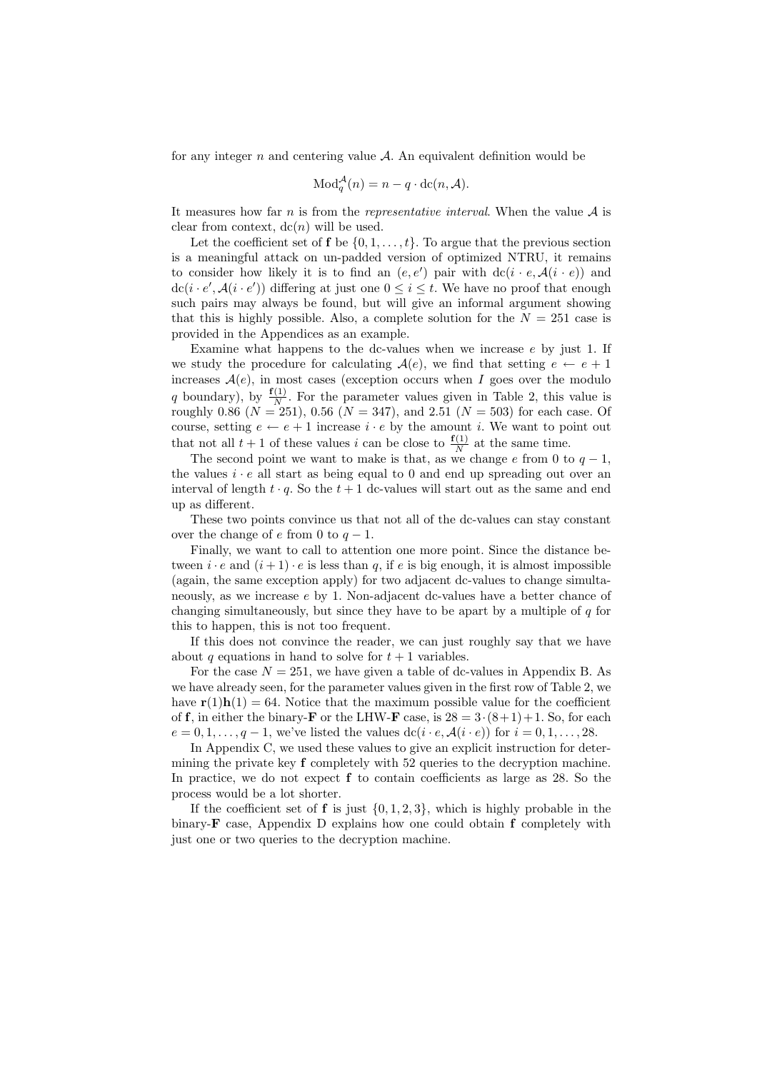for any integer $n$ and centering value $\mathcal{A}$. An equivalent definition would be

$$\mathrm{Mod}_q^{\mathcal{A}}(n) = n - q \cdot \mathrm{dc}(n, \mathcal{A}).$$

It measures how far $n$ is from the *representative interval*. When the value $\mathcal{A}$ is clear from context, $\mathrm{dc}(n)$ will be used.

Let the coefficient set of $\mathbf{f}$ be $\{0, 1, \ldots, t\}$. To argue that the previous section is a meaningful attack on un-padded version of optimized NTRU, it remains to consider how likely it is to find an $(e, e')$ pair with $\mathrm{dc}(i \cdot e, \mathcal{A}(i \cdot e))$ and $\mathrm{dc}(i \cdot e', \mathcal{A}(i \cdot e'))$ differing at just one $0 \leq i \leq t$. We have no proof that enough such pairs may always be found, but will give an informal argument showing that this is highly possible. Also, a complete solution for the $N = 251$ case is provided in the Appendices as an example.

Examine what happens to the dc-values when we increase $e$ by just 1. If we study the procedure for calculating $\mathcal{A}(e)$, we find that setting $e \leftarrow e + 1$ increases $\mathcal{A}(e)$, in most cases (exception occurs when $I$ goes over the modulo $q$ boundary), by $\frac{\mathbf{f}(1)}{N}$. For the parameter values given in Table 2, this value is roughly 0.86 ($N = 251$), 0.56 ($N = 347$), and 2.51 ($N = 503$) for each case. Of course, setting $e \leftarrow e + 1$ increase $i \cdot e$ by the amount $i$. We want to point out that not all $t + 1$ of these values $i$ can be close to $\frac{\mathbf{f}(1)}{N}$ at the same time.

The second point we want to make is that, as we change $e$ from 0 to $q - 1$, the values $i \cdot e$ all start as being equal to 0 and end up spreading out over an interval of length $t \cdot q$. So the $t + 1$ dc-values will start out as the same and end up as different.

These two points convince us that not all of the dc-values can stay constant over the change of $e$ from 0 to $q - 1$.

Finally, we want to call to attention one more point. Since the distance between $i \cdot e$ and $(i + 1) \cdot e$ is less than $q$, if $e$ is big enough, it is almost impossible (again, the same exception apply) for two adjacent dc-values to change simultaneously, as we increase $e$ by 1. Non-adjacent dc-values have a better chance of changing simultaneously, but since they have to be apart by a multiple of $q$ for this to happen, this is not too frequent.

If this does not convince the reader, we can just roughly say that we have about $q$ equations in hand to solve for $t + 1$ variables.

For the case $N = 251$, we have given a table of dc-values in Appendix B. As we have already seen, for the parameter values given in the first row of Table 2, we have $\mathbf{r}(1)\mathbf{h}(1) = 64$. Notice that the maximum possible value for the coefficient of $\mathbf{f}$, in either the binary-$\mathbf{F}$ or the LHW-$\mathbf{F}$ case, is $28 = 3 \cdot (8+1)+1$. So, for each $e = 0, 1, \ldots, q - 1$, we've listed the values $\mathrm{dc}(i \cdot e, \mathcal{A}(i \cdot e))$ for $i = 0, 1, \ldots, 28$.

In Appendix C, we used these values to give an explicit instruction for determining the private key $\mathbf{f}$ completely with 52 queries to the decryption machine. In practice, we do not expect $\mathbf{f}$ to contain coefficients as large as 28. So the process would be a lot shorter.

If the coefficient set of $\mathbf{f}$ is just $\{0, 1, 2, 3\}$, which is highly probable in the binary-$\mathbf{F}$ case, Appendix D explains how one could obtain $\mathbf{f}$ completely with just one or two queries to the decryption machine.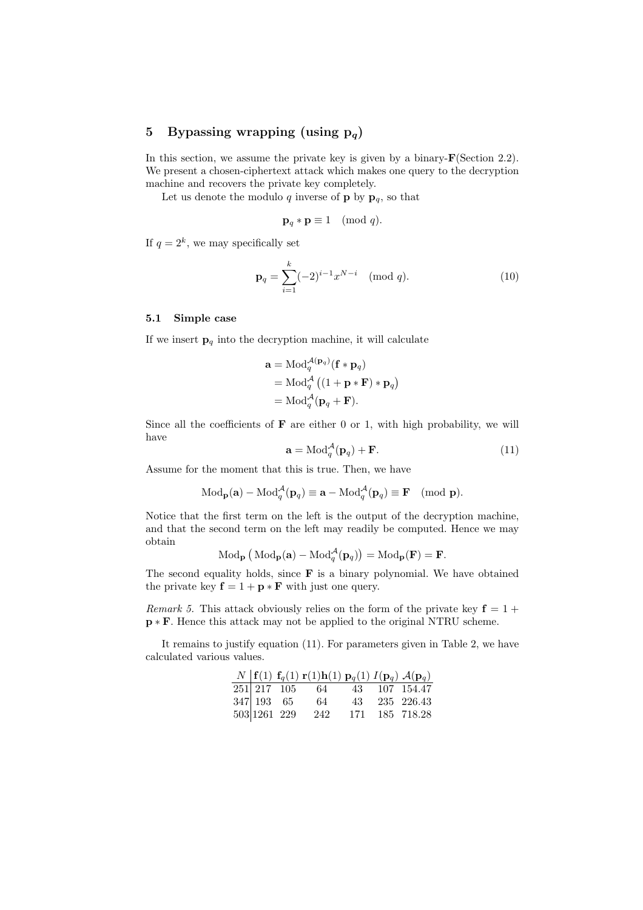## 5 Bypassing wrapping (using $\mathbf{p}_q$)

In this section, we assume the private key is given by a binary-$\mathbf{F}$(Section 2.2). We present a chosen-ciphertext attack which makes one query to the decryption machine and recovers the private key completely.

Let us denote the modulo $q$ inverse of $\mathbf{p}$ by $\mathbf{p}_q$, so that

$$\mathbf{p}_q * \mathbf{p} \equiv 1 \pmod{q}.$$

If $q = 2^k$, we may specifically set

$$\mathbf{p}_q = \sum_{i=1}^{k} (-2)^{i-1} x^{N-i} \pmod{q}. \tag{10}$$

### 5.1 Simple case

If we insert $\mathbf{p}_q$ into the decryption machine, it will calculate

$$\begin{aligned} \mathbf{a} &= \mathrm{Mod}_q^{\mathcal{A}(\mathbf{p}_q)}(\mathbf{f} * \mathbf{p}_q) \\ &= \mathrm{Mod}_q^{\mathcal{A}}\big((1 + \mathbf{p} * \mathbf{F}) * \mathbf{p}_q\big) \\ &= \mathrm{Mod}_q^{\mathcal{A}}(\mathbf{p}_q + \mathbf{F}). \end{aligned}$$

Since all the coefficients of $\mathbf{F}$ are either 0 or 1, with high probability, we will have

$$\mathbf{a} = \mathrm{Mod}_q^{\mathcal{A}}(\mathbf{p}_q) + \mathbf{F}. \tag{11}$$

Assume for the moment that this is true. Then, we have

$$\mathrm{Mod}_{\mathbf{p}}(\mathbf{a}) - \mathrm{Mod}_q^{\mathcal{A}}(\mathbf{p}_q) \equiv \mathbf{a} - \mathrm{Mod}_q^{\mathcal{A}}(\mathbf{p}_q) \equiv \mathbf{F} \pmod{\mathbf{p}}.$$

Notice that the first term on the left is the output of the decryption machine, and that the second term on the left may readily be computed. Hence we may obtain

$$\mathrm{Mod}_{\mathbf{p}}\big(\mathrm{Mod}_{\mathbf{p}}(\mathbf{a}) - \mathrm{Mod}_q^{\mathcal{A}}(\mathbf{p}_q)\big) = \mathrm{Mod}_{\mathbf{p}}(\mathbf{F}) = \mathbf{F}.$$

The second equality holds, since $\mathbf{F}$ is a binary polynomial. We have obtained the private key $\mathbf{f} = 1 + \mathbf{p} * \mathbf{F}$ with just one query.

*Remark 5.* This attack obviously relies on the form of the private key $\mathbf{f} = 1 + \mathbf{p} * \mathbf{F}$. Hence this attack may not be applied to the original NTRU scheme.

It remains to justify equation (11). For parameters given in Table 2, we have calculated various values.

| $N$ | $\mathbf{f}(1)$ | $\mathbf{f}_q(1)$ | $\mathbf{r}(1)\mathbf{h}(1)$ | $\mathbf{p}_q(1)$ | $I(\mathbf{p}_q)$ | $\mathcal{A}(\mathbf{p}_q)$ |
|---|---|---|---|---|---|---|
| 251 | 217 | 105 | 64 | 43 | 107 | 154.47 |
| 347 | 193 | 65 | 64 | 43 | 235 | 226.43 |
| 503 | 1261 | 229 | 242 | 171 | 185 | 718.28 |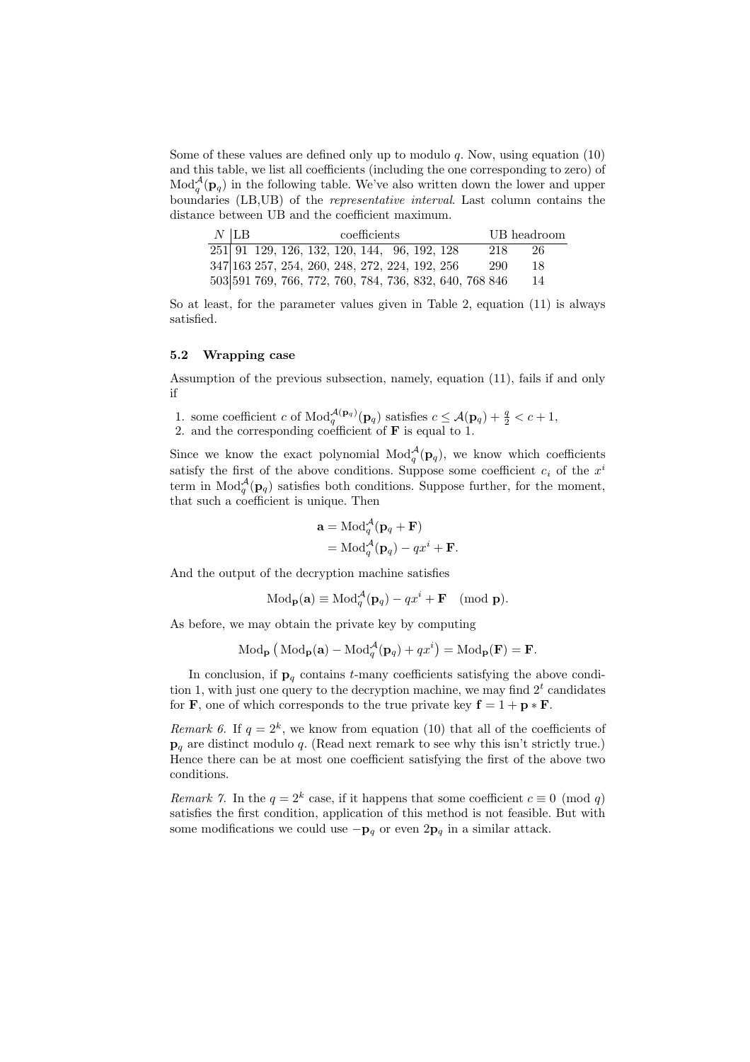Some of these values are defined only up to modulo $q$. Now, using equation (10) and this table, we list all coefficients (including the one corresponding to zero) of $\mathrm{Mod}_q^{\mathcal{A}}(\mathbf{p}_q)$ in the following table. We've also written down the lower and upper boundaries (LB,UB) of the *representative interval*. Last column contains the distance between UB and the coefficient maximum.

| $N$ | LB | coefficients | UB | headroom |
|---|---|---|---|---|
| 251 | 91 | 129, 126, 132, 120, 144, 96, 192, 128 | 218 | 26 |
| 347 | 163 | 257, 254, 260, 248, 272, 224, 192, 256 | 290 | 18 |
| 503 | 591 | 769, 766, 772, 760, 784, 736, 832, 640, 768 | 846 | 14 |

So at least, for the parameter values given in Table 2, equation (11) is always satisfied.

### 5.2 Wrapping case

Assumption of the previous subsection, namely, equation (11), fails if and only if

1. some coefficient $c$ of $\mathrm{Mod}_q^{\mathcal{A}(\mathbf{p}_q)}(\mathbf{p}_q)$ satisfies $c \le \mathcal{A}(\mathbf{p}_q) + \frac{q}{2} < c + 1$,
2. and the corresponding coefficient of $\mathbf{F}$ is equal to 1.

Since we know the exact polynomial $\mathrm{Mod}_q^{\mathcal{A}}(\mathbf{p}_q)$, we know which coefficients satisfy the first of the above conditions. Suppose some coefficient $c_i$ of the $x^i$ term in $\mathrm{Mod}_q^{\mathcal{A}}(\mathbf{p}_q)$ satisfies both conditions. Suppose further, for the moment, that such a coefficient is unique. Then

$$
\begin{aligned}
\mathbf{a} &= \mathrm{Mod}_q^{\mathcal{A}}(\mathbf{p}_q + \mathbf{F}) \\
&= \mathrm{Mod}_q^{\mathcal{A}}(\mathbf{p}_q) - qx^i + \mathbf{F}.
\end{aligned}
$$

And the output of the decryption machine satisfies

$$
\mathrm{Mod}_{\mathbf{p}}(\mathbf{a}) \equiv \mathrm{Mod}_q^{\mathcal{A}}(\mathbf{p}_q) - qx^i + \mathbf{F} \pmod{\mathbf{p}}.
$$

As before, we may obtain the private key by computing

$$
\mathrm{Mod}_{\mathbf{p}}\left(\mathrm{Mod}_{\mathbf{p}}(\mathbf{a}) - \mathrm{Mod}_q^{\mathcal{A}}(\mathbf{p}_q) + qx^i\right) = \mathrm{Mod}_{\mathbf{p}}(\mathbf{F}) = \mathbf{F}.
$$

In conclusion, if $\mathbf{p}_q$ contains $t$-many coefficients satisfying the above condition 1, with just one query to the decryption machine, we may find $2^t$ candidates for $\mathbf{F}$, one of which corresponds to the true private key $\mathbf{f} = 1 + \mathbf{p} * \mathbf{F}$.

*Remark 6.* If $q = 2^k$, we know from equation (10) that all of the coefficients of $\mathbf{p}_q$ are distinct modulo $q$. (Read next remark to see why this isn't strictly true.) Hence there can be at most one coefficient satisfying the first of the above two conditions.

*Remark 7.* In the $q = 2^k$ case, if it happens that some coefficient $c \equiv 0 \pmod{q}$ satisfies the first condition, application of this method is not feasible. But with some modifications we could use $-\mathbf{p}_q$ or even $2\mathbf{p}_q$ in a similar attack.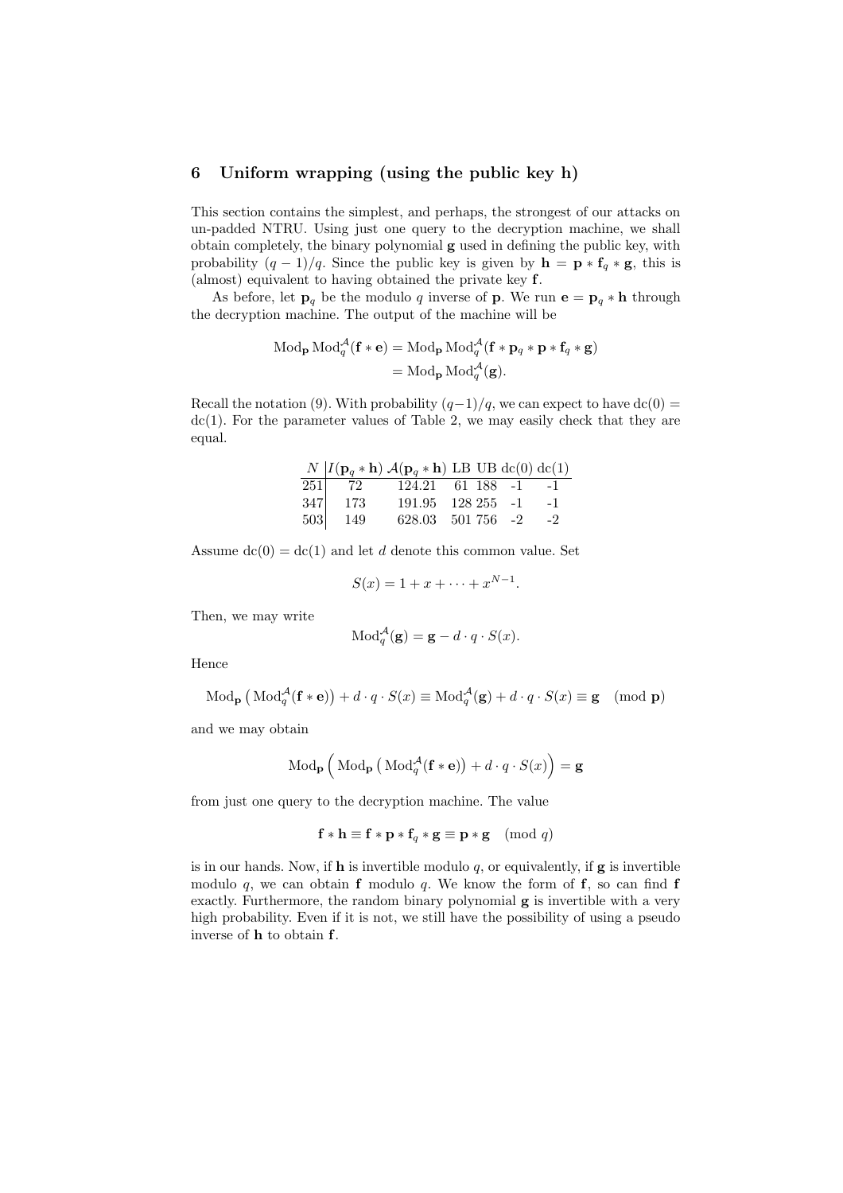## 6 Uniform wrapping (using the public key h)

This section contains the simplest, and perhaps, the strongest of our attacks on un-padded NTRU. Using just one query to the decryption machine, we shall obtain completely, the binary polynomial $\mathbf{g}$ used in defining the public key, with probability $(q-1)/q$. Since the public key is given by $\mathbf{h} = \mathbf{p} * \mathbf{f}_q * \mathbf{g}$, this is (almost) equivalent to having obtained the private key $\mathbf{f}$.

As before, let $\mathbf{p}_q$ be the modulo $q$ inverse of $\mathbf{p}$. We run $\mathbf{e} = \mathbf{p}_q * \mathbf{h}$ through the decryption machine. The output of the machine will be

$$\begin{aligned}\mathrm{Mod}_{\mathbf{p}}\,\mathrm{Mod}_q^{\mathcal{A}}(\mathbf{f} * \mathbf{e}) &= \mathrm{Mod}_{\mathbf{p}}\,\mathrm{Mod}_q^{\mathcal{A}}(\mathbf{f} * \mathbf{p}_q * \mathbf{p} * \mathbf{f}_q * \mathbf{g}) \\ &= \mathrm{Mod}_{\mathbf{p}}\,\mathrm{Mod}_q^{\mathcal{A}}(\mathbf{g}).\end{aligned}$$

Recall the notation (9). With probability $(q-1)/q$, we can expect to have $\mathrm{dc}(0) = \mathrm{dc}(1)$. For the parameter values of Table 2, we may easily check that they are equal.

| $N$ | $I(\mathbf{p}_q * \mathbf{h})$ | $\mathcal{A}(\mathbf{p}_q * \mathbf{h})$ | LB | UB | dc(0) | dc(1) |
|---|---|---|---|---|---|---|
| 251 | 72 | 124.21 | 61 | 188 | -1 | -1 |
| 347 | 173 | 191.95 | 128 | 255 | -1 | -1 |
| 503 | 149 | 628.03 | 501 | 756 | -2 | -2 |

Assume $\mathrm{dc}(0) = \mathrm{dc}(1)$ and let $d$ denote this common value. Set

$$S(x) = 1 + x + \cdots + x^{N-1}.$$

Then, we may write

$$\mathrm{Mod}_q^{\mathcal{A}}(\mathbf{g}) = \mathbf{g} - d \cdot q \cdot S(x).$$

Hence

$$\mathrm{Mod}_{\mathbf{p}}\left(\mathrm{Mod}_q^{\mathcal{A}}(\mathbf{f} * \mathbf{e})\right) + d \cdot q \cdot S(x) \equiv \mathrm{Mod}_q^{\mathcal{A}}(\mathbf{g}) + d \cdot q \cdot S(x) \equiv \mathbf{g} \pmod{\mathbf{p}}$$

and we may obtain

$$\mathrm{Mod}_{\mathbf{p}}\Big(\mathrm{Mod}_{\mathbf{p}}\left(\mathrm{Mod}_q^{\mathcal{A}}(\mathbf{f} * \mathbf{e})\right) + d \cdot q \cdot S(x)\Big) = \mathbf{g}$$

from just one query to the decryption machine. The value

$$\mathbf{f} * \mathbf{h} \equiv \mathbf{f} * \mathbf{p} * \mathbf{f}_q * \mathbf{g} \equiv \mathbf{p} * \mathbf{g} \pmod{q}$$

is in our hands. Now, if $\mathbf{h}$ is invertible modulo $q$, or equivalently, if $\mathbf{g}$ is invertible modulo $q$, we can obtain $\mathbf{f}$ modulo $q$. We know the form of $\mathbf{f}$, so can find $\mathbf{f}$ exactly. Furthermore, the random binary polynomial $\mathbf{g}$ is invertible with a very high probability. Even if it is not, we still have the possibility of using a pseudo inverse of $\mathbf{h}$ to obtain $\mathbf{f}$.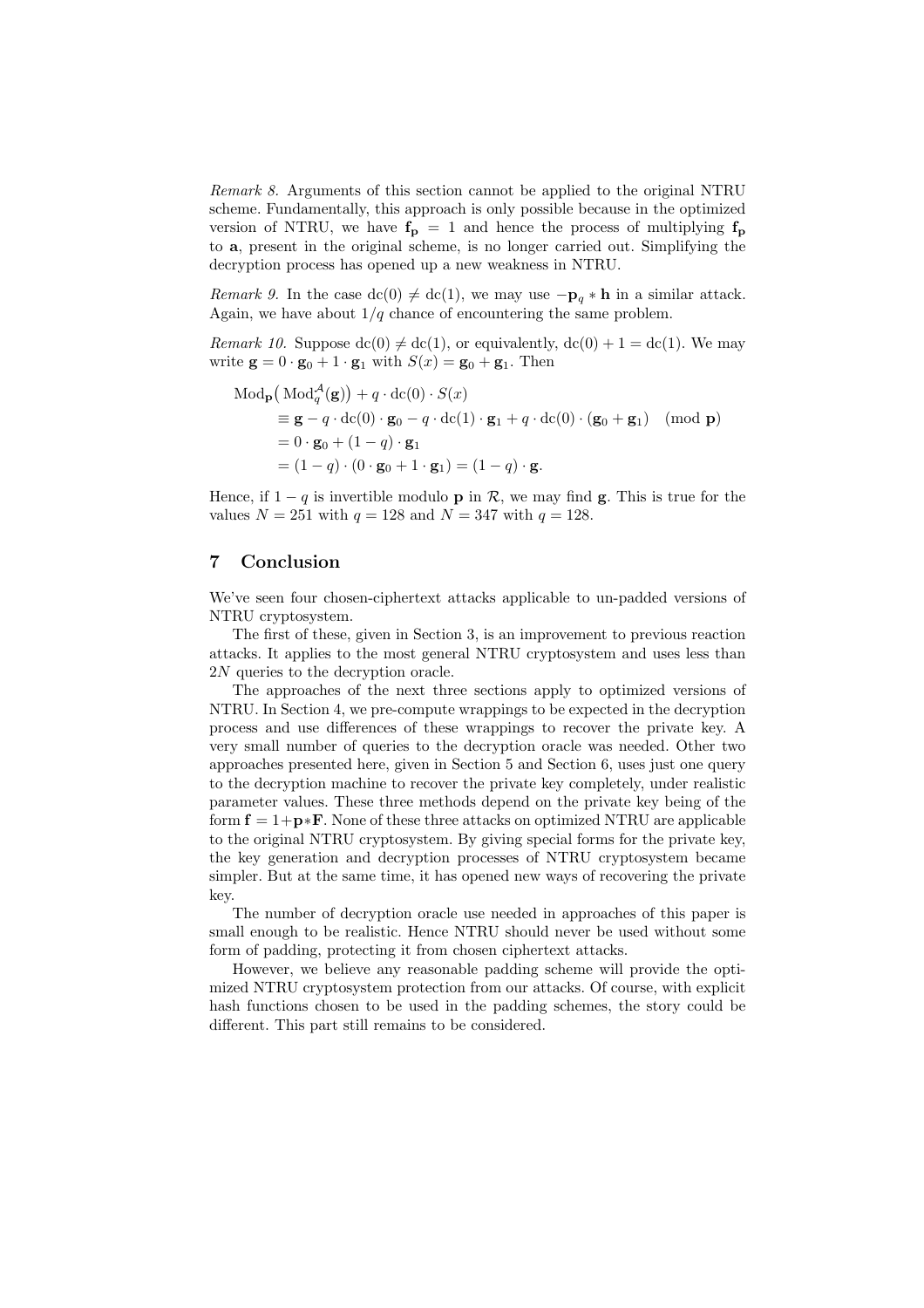*Remark 8.* Arguments of this section cannot be applied to the original NTRU scheme. Fundamentally, this approach is only possible because in the optimized version of NTRU, we have $\mathbf{f_p} = 1$ and hence the process of multiplying $\mathbf{f_p}$ to $\mathbf{a}$, present in the original scheme, is no longer carried out. Simplifying the decryption process has opened up a new weakness in NTRU.

*Remark 9.* In the case $\mathrm{dc}(0) \neq \mathrm{dc}(1)$, we may use $-\mathbf{p}_q * \mathbf{h}$ in a similar attack. Again, we have about $1/q$ chance of encountering the same problem.

*Remark 10.* Suppose $\mathrm{dc}(0) \neq \mathrm{dc}(1)$, or equivalently, $\mathrm{dc}(0) + 1 = \mathrm{dc}(1)$. We may write $\mathbf{g} = 0 \cdot \mathbf{g}_0 + 1 \cdot \mathbf{g}_1$ with $S(x) = \mathbf{g}_0 + \mathbf{g}_1$. Then

$$
\begin{aligned}
&\mathrm{Mod}_{\mathbf{p}}\big(\,\mathrm{Mod}_q^{\mathcal{A}}(\mathbf{g})\big) + q \cdot \mathrm{dc}(0) \cdot S(x) \\
&\qquad \equiv \mathbf{g} - q \cdot \mathrm{dc}(0) \cdot \mathbf{g}_0 - q \cdot \mathrm{dc}(1) \cdot \mathbf{g}_1 + q \cdot \mathrm{dc}(0) \cdot (\mathbf{g}_0 + \mathbf{g}_1) \pmod{\mathbf{p}} \\
&\qquad = 0 \cdot \mathbf{g}_0 + (1 - q) \cdot \mathbf{g}_1 \\
&\qquad = (1 - q) \cdot (0 \cdot \mathbf{g}_0 + 1 \cdot \mathbf{g}_1) = (1 - q) \cdot \mathbf{g}.
\end{aligned}
$$

Hence, if $1 - q$ is invertible modulo $\mathbf{p}$ in $\mathcal{R}$, we may find $\mathbf{g}$. This is true for the values $N = 251$ with $q = 128$ and $N = 347$ with $q = 128$.

## 7 Conclusion

We've seen four chosen-ciphertext attacks applicable to un-padded versions of NTRU cryptosystem.

The first of these, given in Section 3, is an improvement to previous reaction attacks. It applies to the most general NTRU cryptosystem and uses less than $2N$ queries to the decryption oracle.

The approaches of the next three sections apply to optimized versions of NTRU. In Section 4, we pre-compute wrappings to be expected in the decryption process and use differences of these wrappings to recover the private key. A very small number of queries to the decryption oracle was needed. Other two approaches presented here, given in Section 5 and Section 6, uses just one query to the decryption machine to recover the private key completely, under realistic parameter values. These three methods depend on the private key being of the form $\mathbf{f} = 1 + \mathbf{p} * \mathbf{F}$. None of these three attacks on optimized NTRU are applicable to the original NTRU cryptosystem. By giving special forms for the private key, the key generation and decryption processes of NTRU cryptosystem became simpler. But at the same time, it has opened new ways of recovering the private key.

The number of decryption oracle use needed in approaches of this paper is small enough to be realistic. Hence NTRU should never be used without some form of padding, protecting it from chosen ciphertext attacks.

However, we believe any reasonable padding scheme will provide the optimized NTRU cryptosystem protection from our attacks. Of course, with explicit hash functions chosen to be used in the padding schemes, the story could be different. This part still remains to be considered.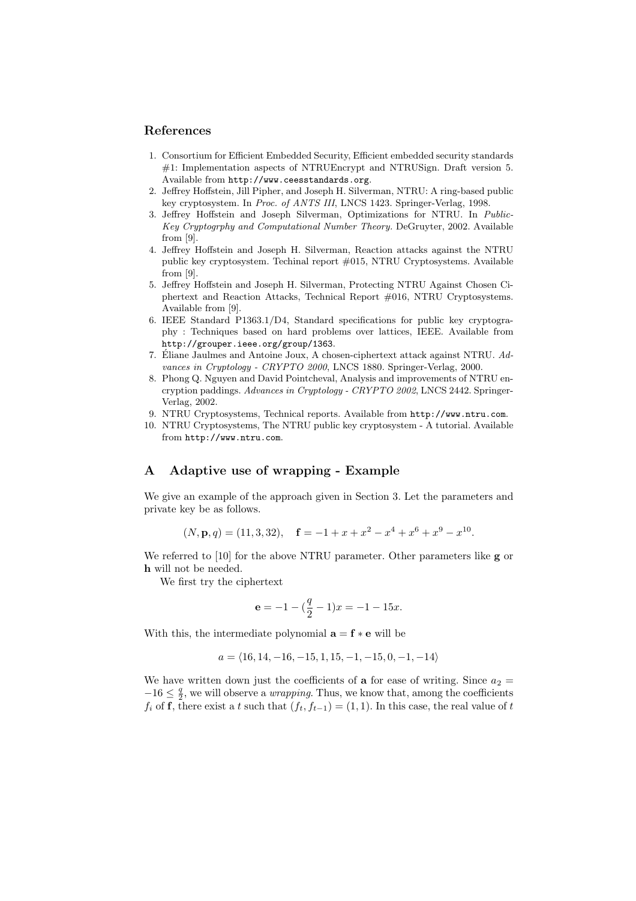## References

1. Consortium for Efficient Embedded Security, Efficient embedded security standards #1: Implementation aspects of NTRUEncrypt and NTRUSign. Draft version 5. Available from `http://www.ceesstandards.org`.
2. Jeffrey Hoffstein, Jill Pipher, and Joseph H. Silverman, NTRU: A ring-based public key cryptosystem. In *Proc. of ANTS III*, LNCS 1423. Springer-Verlag, 1998.
3. Jeffrey Hoffstein and Joseph Silverman, Optimizations for NTRU. In *Public-Key Cryptogrphy and Computational Number Theory*. DeGruyter, 2002. Available from [9].
4. Jeffrey Hoffstein and Joseph H. Silverman, Reaction attacks against the NTRU public key cryptosystem. Techinal report #015, NTRU Cryptosystems. Available from [9].
5. Jeffrey Hoffstein and Joseph H. Silverman, Protecting NTRU Against Chosen Ciphertext and Reaction Attacks, Technical Report #016, NTRU Cryptosystems. Available from [9].
6. IEEE Standard P1363.1/D4, Standard specifications for public key cryptography : Techniques based on hard problems over lattices, IEEE. Available from `http://grouper.ieee.org/group/1363`.
7. Éliane Jaulmes and Antoine Joux, A chosen-ciphertext attack against NTRU. *Advances in Cryptology - CRYPTO 2000*, LNCS 1880. Springer-Verlag, 2000.
8. Phong Q. Nguyen and David Pointcheval, Analysis and improvements of NTRU encryption paddings. *Advances in Cryptology - CRYPTO 2002*, LNCS 2442. Springer-Verlag, 2002.
9. NTRU Cryptosystems, Technical reports. Available from `http://www.ntru.com`.
10. NTRU Cryptosystems, The NTRU public key cryptosystem - A tutorial. Available from `http://www.ntru.com`.

## A Adaptive use of wrapping - Example

We give an example of the approach given in Section 3. Let the parameters and private key be as follows.

$$(N, \mathbf{p}, q) = (11, 3, 32), \quad \mathbf{f} = -1 + x + x^2 - x^4 + x^6 + x^9 - x^{10}.$$

We referred to [10] for the above NTRU parameter. Other parameters like $\mathbf{g}$ or $\mathbf{h}$ will not be needed.

We first try the ciphertext

$$\mathbf{e} = -1 - (\frac{q}{2} - 1)x = -1 - 15x.$$

With this, the intermediate polynomial $\mathbf{a} = \mathbf{f} * \mathbf{e}$ will be

$$a = \langle 16, 14, -16, -15, 1, 15, -1, -15, 0, -1, -14 \rangle$$

We have written down just the coefficients of $\mathbf{a}$ for ease of writing. Since $a_2 = -16 \le \frac{q}{2}$, we will observe a *wrapping*. Thus, we know that, among the coefficients $f_i$ of $\mathbf{f}$, there exist a $t$ such that $(f_t, f_{t-1}) = (1, 1)$. In this case, the real value of $t$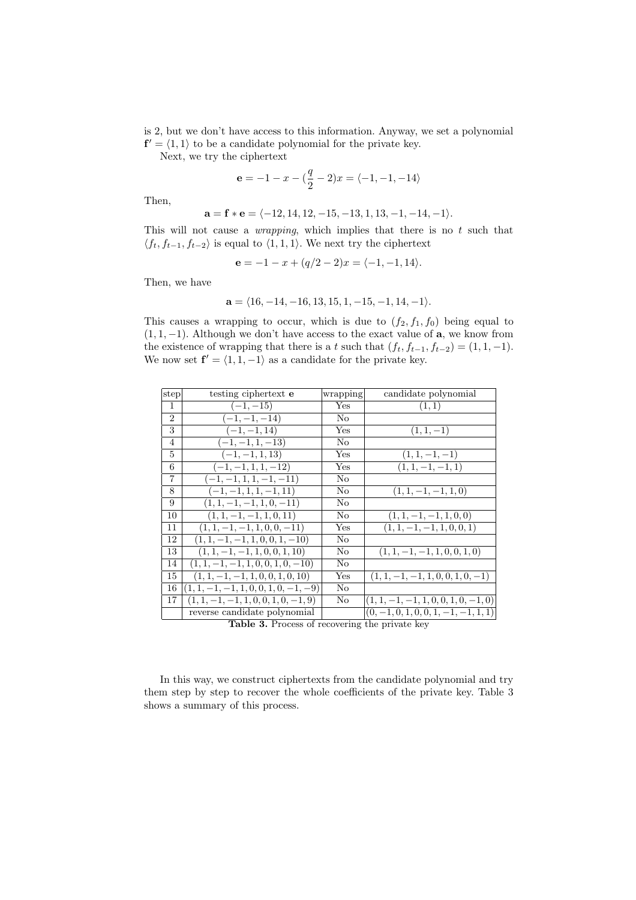is 2, but we don't have access to this information. Anyway, we set a polynomial $\mathbf{f}' = \langle 1, 1 \rangle$ to be a candidate polynomial for the private key.

Next, we try the ciphertext

$$\mathbf{e} = -1 - x - (\frac{q}{2} - 2)x = \langle -1, -1, -14 \rangle$$

Then,

$$\mathbf{a} = \mathbf{f} * \mathbf{e} = \langle -12, 14, 12, -15, -13, 1, 13, -1, -14, -1 \rangle.$$

This will not cause a *wrapping*, which implies that there is no $t$ such that $\langle f_t, f_{t-1}, f_{t-2} \rangle$ is equal to $\langle 1, 1, 1 \rangle$. We next try the ciphertext

$$\mathbf{e} = -1 - x + (q/2 - 2)x = \langle -1, -1, 14 \rangle.$$

Then, we have

$$\mathbf{a} = \langle 16, -14, -16, 13, 15, 1, -15, -1, 14, -1 \rangle.$$

This causes a wrapping to occur, which is due to $(f_2, f_1, f_0)$ being equal to $(1, 1, -1)$. Although we don't have access to the exact value of $\mathbf{a}$, we know from the existence of wrapping that there is a $t$ such that $(f_t, f_{t-1}, f_{t-2}) = (1, 1, -1)$. We now set $\mathbf{f}' = \langle 1, 1, -1 \rangle$ as a candidate for the private key.

| step | testing ciphertext $\mathbf{e}$ | wrapping | candidate polynomial |
|---|---|---|---|
| 1 | $(-1, -15)$ | Yes | $(1, 1)$ |
| 2 | $(-1, -1, -14)$ | No | |
| 3 | $(-1, -1, 14)$ | Yes | $(1, 1, -1)$ |
| 4 | $(-1, -1, 1, -13)$ | No | |
| 5 | $(-1, -1, 1, 13)$ | Yes | $(1, 1, -1, -1)$ |
| 6 | $(-1, -1, 1, 1, -12)$ | Yes | $(1, 1, -1, -1, 1)$ |
| 7 | $(-1, -1, 1, 1, -1, -11)$ | No | |
| 8 | $(-1, -1, 1, 1, -1, 11)$ | No | $(1, 1, -1, -1, 1, 0)$ |
| 9 | $(1, 1, -1, -1, 1, 0, -11)$ | No | |
| 10 | $(1, 1, -1, -1, 1, 0, 11)$ | No | $(1, 1, -1, -1, 1, 0, 0)$ |
| 11 | $(1, 1, -1, -1, 1, 0, 0, -11)$ | Yes | $(1, 1, -1, -1, 1, 0, 0, 1)$ |
| 12 | $(1, 1, -1, -1, 1, 0, 0, 1, -10)$ | No | |
| 13 | $(1, 1, -1, -1, 1, 0, 0, 1, 10)$ | No | $(1, 1, -1, -1, 1, 0, 0, 1, 0)$ |
| 14 | $(1, 1, -1, -1, 1, 0, 0, 1, 0, -10)$ | No | |
| 15 | $(1, 1, -1, -1, 1, 0, 0, 1, 0, 10)$ | Yes | $(1, 1, -1, -1, 1, 0, 0, 1, 0, -1)$ |
| 16 | $(1, 1, -1, -1, 1, 0, 0, 1, 0, -1, -9)$ | No | |
| 17 | $(1, 1, -1, -1, 1, 0, 0, 1, 0, -1, 9)$ | No | $(1, 1, -1, -1, 1, 0, 0, 1, 0, -1, 0)$ |
| | reverse candidate polynomial | | $(0, -1, 0, 1, 0, 0, 1, -1, -1, 1, 1)$ |

**Table 3.** Process of recovering the private key

In this way, we construct ciphertexts from the candidate polynomial and try them step by step to recover the whole coefficients of the private key. Table 3 shows a summary of this process.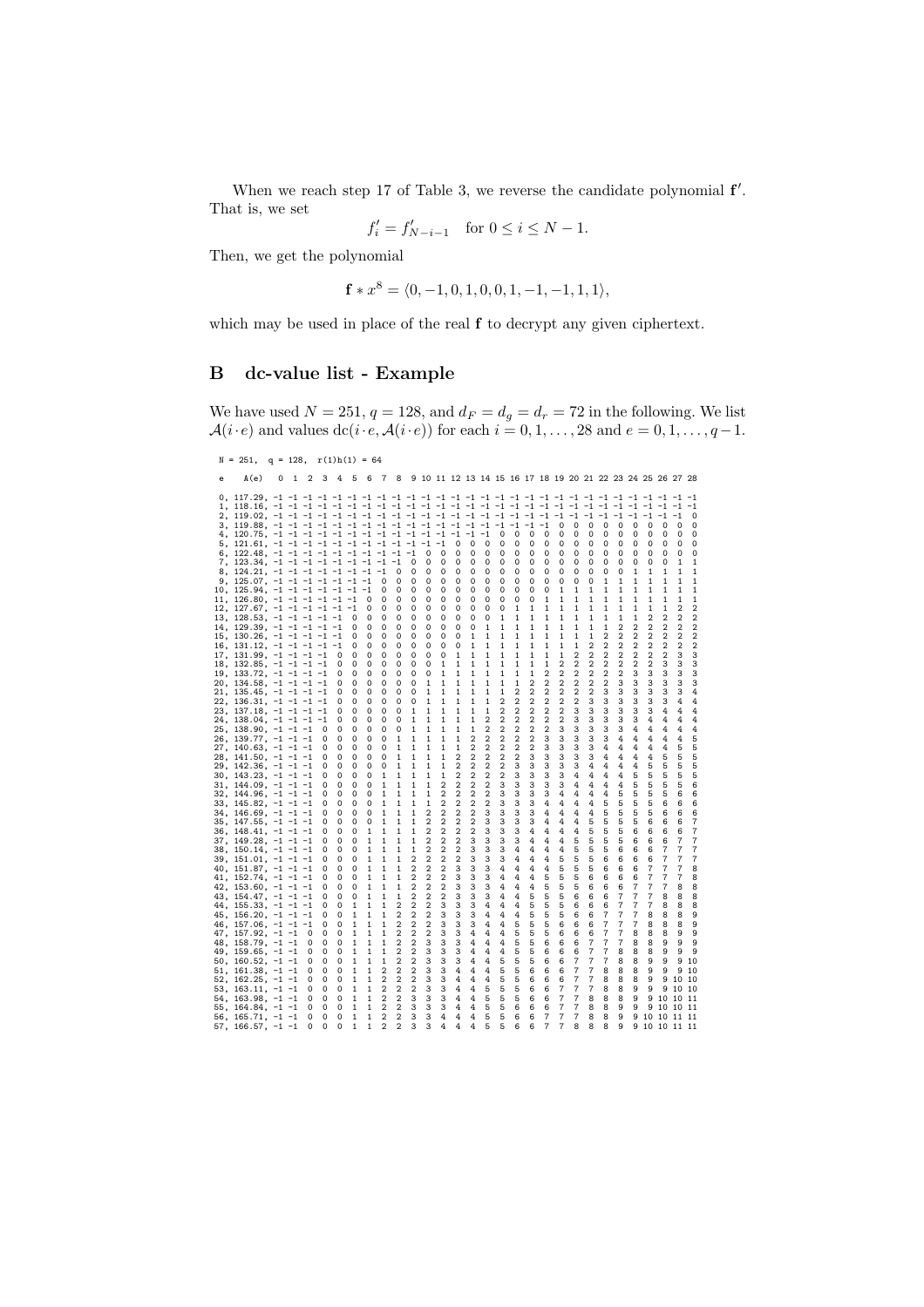When we reach step 17 of Table 3, we reverse the candidate polynomial $\mathbf{f}'$. That is, we set

$$f'_i = f'_{N-i-1} \quad \text{for } 0 \leq i \leq N-1.$$

Then, we get the polynomial

$$\mathbf{f} * x^8 = \langle 0, -1, 0, 1, 0, 0, 1, -1, -1, 1, 1 \rangle,$$

which may be used in place of the real $\mathbf{f}$ to decrypt any given ciphertext.

## B dc-value list - Example

We have used $N = 251$, $q = 128$, and $d_F = d_g = d_r = 72$ in the following. We list $\mathcal{A}(i \cdot e)$ and values $\mathrm{dc}(i \cdot e, \mathcal{A}(i \cdot e))$ for each $i = 0, 1, \ldots, 28$ and $e = 0, 1, \ldots, q-1$.

```
N = 251,  q = 128,  r(1)h(1) = 64

 e    A(e)   0  1  2  3  4  5  6  7  8  9 10 11 12 13 14 15 16 17 18 19 20 21 22 23 24 25 26 27 28

 0, 117.29, -1 -1 -1 -1 -1 -1 -1 -1 -1 -1 -1 -1 -1 -1 -1 -1 -1 -1 -1 -1 -1 -1 -1 -1 -1 -1 -1 -1 -1
 1, 118.16, -1 -1 -1 -1 -1 -1 -1 -1 -1 -1 -1 -1 -1 -1 -1 -1 -1 -1 -1 -1 -1 -1 -1 -1 -1 -1 -1 -1 -1
 2, 119.02, -1 -1 -1 -1 -1 -1 -1 -1 -1 -1 -1 -1 -1 -1 -1 -1 -1 -1 -1 -1 -1 -1 -1 -1 -1 -1 -1 -1  0
 3, 119.88, -1 -1 -1 -1 -1 -1 -1 -1 -1 -1 -1 -1 -1 -1 -1 -1 -1 -1 -1 -1  0  0  0  0  0  0  0  0  0
 4, 120.75, -1 -1 -1 -1 -1 -1 -1 -1 -1 -1 -1 -1 -1 -1 -1  0  0  0  0  0  0  0  0  0  0  0  0  0  0
 5, 121.61, -1 -1 -1 -1 -1 -1 -1 -1 -1 -1 -1 -1  0  0  0  0  0  0  0  0  0  0  0  0  0  0  0  0  0
 6, 122.48, -1 -1 -1 -1 -1 -1 -1 -1 -1 -1  0  0  0  0  0  0  0  0  0  0  0  0  0  0  0  0  0  0  0
 7, 123.34, -1 -1 -1 -1 -1 -1 -1 -1 -1  0  0  0  0  0  0  0  0  0  0  0  0  0  0  0  0  0  0  1  1
 8, 124.21, -1 -1 -1 -1 -1 -1 -1 -1  0  0  0  0  0  0  0  0  0  0  0  0  0  0  0  0  1  1  1  1  1
 9, 125.07, -1 -1 -1 -1 -1 -1 -1  0  0  0  0  0  0  0  0  0  0  0  0  0  0  1  1  1  1  1  1  1  1
10, 125.94, -1 -1 -1 -1 -1 -1 -1  0  0  0  0  0  0  0  0  0  0  0  1  1  1  1  1  1  1  1  1  1  1
11, 126.80, -1 -1 -1 -1 -1 -1  0  0  0  0  0  0  0  0  0  0  0  1  1  1  1  1  1  1  1  1  1  1  1
12, 127.67, -1 -1 -1 -1 -1 -1  0  0  0  0  0  0  0  0  0  1  1  1  1  1  1  1  1  1  1  1  1  2  2
13, 128.53, -1 -1 -1 -1 -1  0  0  0  0  0  0  0  0  0  1  1  1  1  1  1  1  1  1  1  1  2  2  2  2
14, 129.39, -1 -1 -1 -1 -1  0  0  0  0  0  0  0  0  0  0  1  1  1  1  1  1  1  1  2  2  2  2  2  2
15, 130.26, -1 -1 -1 -1 -1  0  0  0  0  0  0  0  0  0  1  1  1  1  1  1  1  1  2  2  2  2  2  2  2
16, 131.12, -1 -1 -1 -1 -1  0  0  0  0  0  0  0  0  0  1  1  1  1  1  1  1  2  2  2  2  2  2  2  2
17, 131.99, -1 -1 -1 -1  0  0  0  0  0  0  0  0  0  1  1  1  1  1  1  2  2  2  2  2  2  2  2  3  3
18, 132.85, -1 -1 -1 -1  0  0  0  0  0  0  0  0  1  1  1  1  1  1  1  2  2  2  2  2  2  2  3  3  3
19, 133.72, -1 -1 -1 -1  0  0  0  0  0  0  0  0  1  1  1  1  1  1  2  2  2  2  2  2  3  3  3  3  3
20, 134.58, -1 -1 -1 -1  0  0  0  0  0  0  0  1  1  1  1  1  1  1  2  2  2  2  2  3  3  3  3  3  3
21, 135.45, -1 -1 -1 -1  0  0  0  0  0  0  0  1  1  1  1  1  1  2  2  2  2  2  2  3  3  3  3  3  4
22, 136.31, -1 -1 -1 -1  0  0  0  0  0  0  1  1  1  1  1  1  2  2  2  2  2  2  3  3  3  3  3  4  4
23, 137.18, -1 -1 -1 -1  0  0  0  0  0  0  1  1  1  1  1  1  2  2  2  2  2  3  3  3  3  4  4  4  4
24, 138.04, -1 -1 -1 -1  0  0  0  0  0  0  1  1  1  1  1  2  2  2  2  2  2  3  3  3  3  4  4  4  4
25, 138.90, -1 -1 -1  0  0  0  0  0  0  1  1  1  1  1  2  2  2  2  2  3  3  3  3  3  4  4  4  4  4
26, 139.77, -1 -1 -1  0  0  0  0  0  1  1  1  1  1  2  2  2  2  2  3  3  3  3  3  4  4  4  4  4  5
27, 140.63, -1 -1 -1  0  0  0  0  0  1  1  1  1  1  2  2  2  2  2  3  3  3  3  4  4  4  4  4  5  5
28, 141.50, -1 -1 -1  0  0  0  0  0  1  1  1  1  2  2  2  2  2  3  3  3  3  3  4  4  4  4  4  5  5
29, 142.36, -1 -1 -1  0  0  0  0  0  1  1  1  1  2  2  2  2  3  3  3  3  3  4  4  4  4  5  5  5  5
30, 143.23, -1 -1 -1  0  0  0  0  1  1  1  1  1  2  2  2  2  3  3  3  3  3  4  4  4  4  5  5  5  5
31, 144.09, -1 -1 -1  0  0  0  0  1  1  1  1  2  2  2  2  2  3  3  3  3  3  4  4  4  4  5  5  5  6
32, 144.96, -1 -1 -1  0  0  0  0  1  1  1  1  2  2  2  2  3  3  3  3  4  4  4  4  5  5  5  5  6  6
33, 145.82, -1 -1 -1  0  0  0  0  1  1  1  1  2  2  2  2  3  3  3  3  4  4  4  4  5  5  5  6  6  6
34, 146.69, -1 -1 -1  0  0  0  0  1  1  1  2  2  2  2  3  3  3  3  4  4  4  4  5  5  5  5  6  6  6
35, 147.55, -1 -1 -1  0  0  0  0  1  1  1  2  2  2  2  3  3  3  3  4  4  4  5  5  5  5  6  6  6  7
36, 148.41, -1 -1 -1  0  0  0  1  1  1  1  2  2  2  2  3  3  3  3  4  4  4  5  5  5  6  6  6  6  7
37, 149.28, -1 -1 -1  0  0  0  1  1  1  1  2  2  2  3  3  3  3  4  4  4  4  5  5  5  6  6  6  7  7
38, 150.14, -1 -1 -1  0  0  0  1  1  1  1  2  2  2  3  3  3  4  4  4  4  5  5  5  6  6  6  7  7  7
39, 151.01, -1 -1 -1  0  0  0  1  1  1  2  2  2  2  3  3  3  3  4  4  4  5  5  5  6  6  6  7  7  7
40, 151.87, -1 -1 -1  0  0  0  1  1  1  2  2  2  3  3  3  4  4  4  4  5  5  5  6  6  6  7  7  7  8
41, 152.74, -1 -1 -1  0  0  0  1  1  1  2  2  2  3  3  3  4  4  4  5  5  5  6  6  6  6  7  7  7  8
42, 153.60, -1 -1 -1  0  0  0  1  1  1  2  2  2  3  3  3  4  4  4  5  5  5  6  6  6  7  7  7  8  8
43, 154.47, -1 -1 -1  0  0  0  1  1  1  2  2  2  3  3  3  4  4  5  5  5  6  6  6  7  7  7  8  8  8
44, 155.33, -1 -1 -1  0  0  1  1  1  2  2  2  3  3  3  4  4  4  5  5  5  6  6  6  7  7  7  8  8  8
45, 156.20, -1 -1 -1  0  0  1  1  1  2  2  2  3  3  3  4  4  4  5  5  5  6  6  7  7  7  8  8  8  9
46, 157.06, -1 -1 -1  0  0  1  1  1  2  2  2  3  3  3  4  4  5  5  5  6  6  6  7  7  7  8  8  8  9
47, 157.92, -1 -1  0  0  0  1  1  1  2  2  2  3  3  4  4  4  5  5  5  6  6  6  7  7  7  8  8  8  9
48, 158.79, -1 -1  0  0  0  1  1  1  2  2  3  3  3  4  4  4  5  5  6  6  6  7  7  7  8  8  9  9  9
49, 159.65, -1 -1  0  0  0  1  1  1  2  2  3  3  3  4  4  5  5  5  6  6  6  7  7  8  8  8  9  9  9
50, 160.52, -1 -1  0  0  0  1  1  1  2  2  3  3  3  4  4  5  5  5  6  6  7  7  7  8  8  9  9  9  9
51, 161.38, -1 -1  0  0  0  1  1  2  2  2  3  3  4  4  4  5  5  6  6  6  7  7  8  8  8  9  9  9 10
52, 162.25, -1 -1  0  0  0  1  1  2  2  2  3  3  4  4  4  5  5  6  6  6  7  7  8  8  8  9  9 10 10
53, 163.11, -1 -1  0  0  0  1  1  2  2  2  3  3  4  4  5  5  5  6  6  7  7  7  8  8  9  9  9 10 10
54, 163.98, -1 -1  0  0  0  1  1  2  2  3  3  3  4  4  5  5  5  6  6  7  7  8  8  8  9  9 10 10 11
55, 164.84, -1 -1  0  0  0  1  1  2  2  3  3  3  4  4  5  5  6  6  6  7  7  8  8  9  9  9 10 10 11
56, 165.71, -1 -1  0  0  0  1  1  2  2  3  3  4  4  4  5  5  6  6  7  7  7  8  8  9  9 10 10 11 11
57, 166.57, -1 -1  0  0  0  1  1  2  2  3  3  4  4  4  5  5  6  6  7  7  8  8  8  9  9 10 10 11 11
```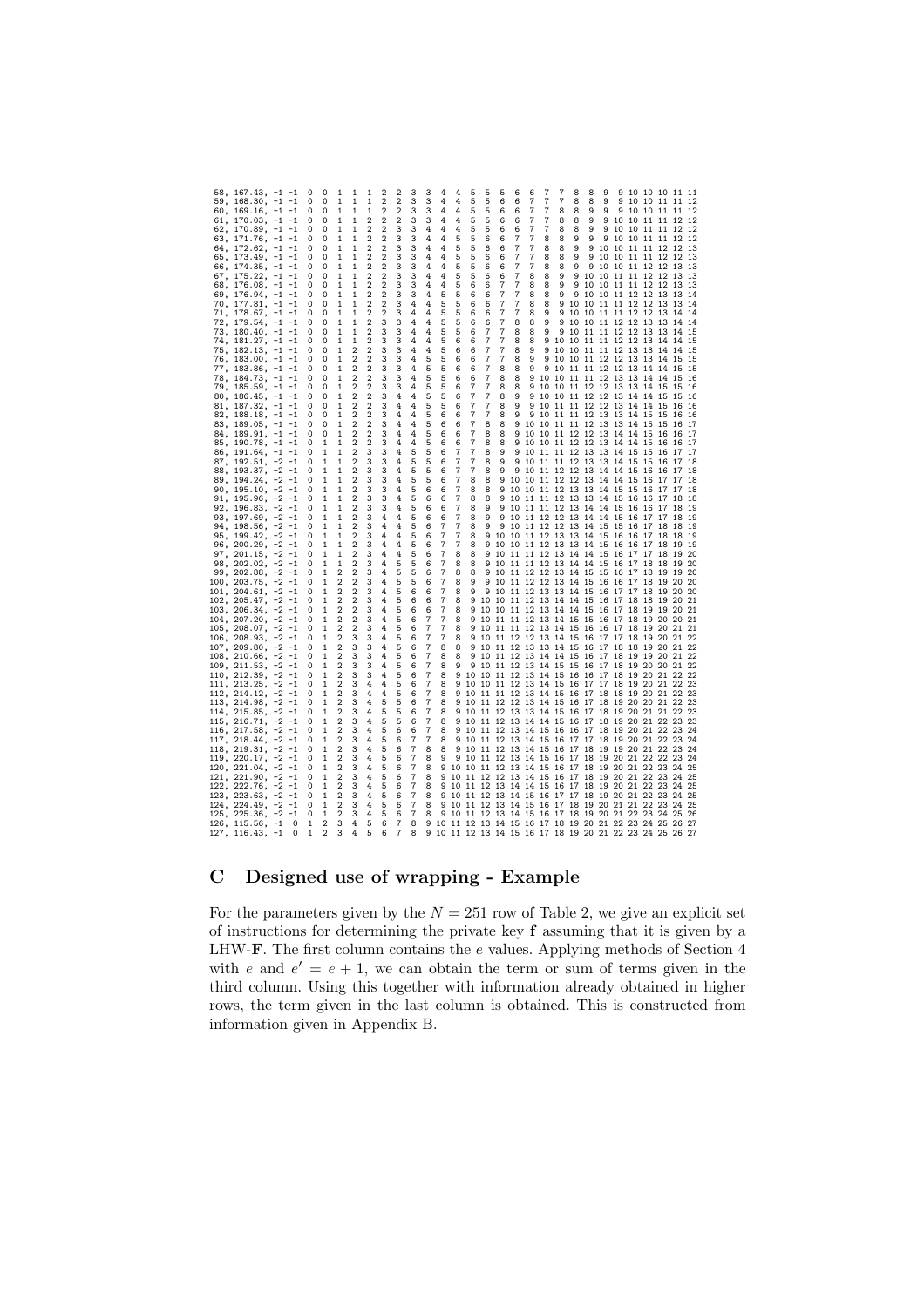```
 58, 167.43, -1 -1  0  0  1  1  1  2  2  3  3  4  4  5  5  5  6  6  7  7  8  8  9  9 10 10 10 11 11
 59, 168.30, -1 -1  0  0  1  1  1  2  2  3  3  4  4  5  5  6  6  7  7  7  8  8  9  9 10 10 11 11 12
 60, 169.16, -1 -1  0  0  1  1  1  2  2  3  3  4  4  5  5  6  6  7  7  8  8  9  9  9 10 10 11 11 12
 61, 170.03, -1 -1  0  0  1  1  2  2  2  3  3  4  4  5  5  6  6  7  7  8  8  9  9 10 10 11 11 12 12
 62, 170.89, -1 -1  0  0  1  1  2  2  3  3  4  4  4  5  5  6  6  7  7  8  8  9  9 10 10 11 11 12 12
 63, 171.76, -1 -1  0  0  1  1  2  2  3  3  4  4  5  5  6  6  7  7  8  8  9  9  9 10 10 11 11 12 12
 64, 172.62, -1 -1  0  0  1  1  2  2  3  3  4  4  5  5  6  6  7  7  8  8  9  9 10 10 11 11 12 12 13
 65, 173.49, -1 -1  0  0  1  1  2  2  3  3  4  4  5  5  6  6  7  7  8  8  9  9 10 10 11 11 12 12 13
 66, 174.35, -1 -1  0  0  1  1  2  2  3  3  4  4  5  5  6  6  7  7  8  8  9  9 10 10 11 12 12 13 13
 67, 175.22, -1 -1  0  0  1  1  2  2  3  3  4  4  5  5  6  6  7  8  8  9  9 10 10 11 11 12 12 13 13
 68, 176.08, -1 -1  0  0  1  1  2  2  3  3  4  4  5  6  6  7  7  8  8  9  9 10 10 11 11 12 12 13 13
 69, 176.94, -1 -1  0  0  1  1  2  2  3  3  4  5  5  6  6  7  7  8  8  9  9 10 10 11 12 12 13 13 14
 70, 177.81, -1 -1  0  0  1  1  2  2  3  4  4  5  5  6  6  7  7  8  8  9 10 10 11 11 12 12 13 13 14
 71, 178.67, -1 -1  0  0  1  1  2  2  3  4  4  5  5  6  6  7  7  8  9  9 10 10 11 11 12 12 13 14 14
 72, 179.54, -1 -1  0  0  1  1  2  3  3  4  4  5  5  6  6  7  8  8  9  9 10 10 11 12 12 13 13 14 14
 73, 180.40, -1 -1  0  0  1  1  2  3  3  4  4  5  5  6  7  7  8  8  9  9 10 11 11 12 12 13 13 14 15
 74, 181.27, -1 -1  0  0  1  1  2  3  3  4  4  5  6  6  7  7  8  8  9 10 10 11 11 12 12 13 14 14 15
 75, 182.13, -1 -1  0  0  1  2  2  3  3  4  4  5  6  6  7  7  8  9  9 10 10 11 11 12 13 13 14 14 15
 76, 183.00, -1 -1  0  0  1  2  2  3  3  4  5  5  6  6  7  7  8  9  9 10 10 11 12 12 13 13 14 15 15
 77, 183.86, -1 -1  0  0  1  2  2  3  3  4  5  5  6  6  7  8  8  9  9 10 11 11 12 12 13 14 14 15 15
 78, 184.73, -1 -1  0  0  1  2  2  3  3  4  5  5  6  6  7  8  8  9 10 10 11 11 12 13 13 14 14 15 16
 79, 185.59, -1 -1  0  0  1  2  2  3  3  4  5  5  6  7  7  8  8  9 10 10 11 12 12 13 13 14 15 15 16
 80, 186.45, -1 -1  0  0  1  2  2  3  4  4  5  5  6  7  7  8  9  9 10 10 11 12 12 13 14 14 15 15 16
 81, 187.32, -1 -1  0  0  1  2  2  3  4  4  5  5  6  7  7  8  9  9 10 11 11 12 12 13 14 14 15 16 16
 82, 188.18, -1 -1  0  0  1  2  2  3  4  4  5  6  6  7  7  8  9  9 10 11 11 12 13 13 14 15 15 16 16
 83, 189.05, -1 -1  0  0  1  2  2  3  4  4  5  6  6  7  7  8  9 10 10 11 11 12 13 13 14 15 15 16 17
 84, 189.91, -1 -1  0  0  1  2  2  3  4  4  5  6  6  7  8  8  9 10 10 11 12 12 13 14 14 15 16 16 17
 85, 190.78, -1 -1  0  1  1  2  2  3  4  4  5  6  6  7  8  8  9 10 10 11 12 12 13 14 14 15 16 16 17
 86, 191.64, -1 -1  0  1  1  2  3  3  4  5  5  6  7  7  8  9  9 10 11 11 12 13 13 14 15 15 16 17 17
 87, 192.51, -2 -1  0  1  1  2  3  3  4  5  5  6  7  7  8  9  9 10 11 11 12 13 13 14 15 15 16 17 18
 88, 193.37, -2 -1  0  1  1  2  3  3  4  5  5  6  7  7  8  9  9 10 11 12 12 13 14 15 15 16 16 17 18
 89, 194.24, -2 -1  0  1  1  2  3  3  4  5  5  6  7  8  8  9 10 10 11 12 12 13 14 14 15 16 17 17 18
 90, 195.10, -2 -1  0  1  1  2  3  3  4  5  6  6  7  8  8  9 10 10 11 12 13 13 14 15 15 16 17 17 18
 91, 195.96, -2 -1  0  1  1  2  3  3  4  5  6  6  7  8  8  9 10 11 11 12 13 13 14 15 16 16 17 18 18
 92, 196.83, -2 -1  0  1  1  2  3  3  4  5  6  6  7  8  9  9 10 11 11 12 13 14 14 15 16 16 17 18 19
 93, 197.69, -2 -1  0  1  1  2  3  4  4  5  6  6  7  8  9  9 10 11 12 12 13 14 14 15 16 17 17 18 19
 94, 198.56, -2 -1  0  1  1  2  3  4  4  5  6  7  7  8  9  9 10 11 12 12 13 14 15 15 16 17 18 18 19
 95, 199.42, -2 -1  0  1  1  2  3  4  4  5  6  7  7  8  9 10 10 11 12 13 13 14 15 16 16 17 18 18 19
 96, 200.29, -2 -1  0  1  1  2  3  4  4  5  6  7  7  8  9 10 10 11 12 13 13 14 15 16 17 17 18 19 19
 97, 201.15, -2 -1  0  1  1  2  3  4  4  5  6  7  8  8  9 10 11 11 12 13 14 14 15 16 17 17 18 19 20
 98, 202.02, -2 -1  0  1  1  2  3  4  5  5  6  7  8  8  9 10 11 11 12 13 14 14 15 16 17 18 18 19 20
 99, 202.88, -2 -1  0  1  2  2  3  4  5  5  6  7  8  8  9 10 11 12 12 13 14 15 15 16 17 18 19 19 20
100, 203.75, -2 -1  0  1  2  2  3  4  5  5  6  7  8  9  9 10 11 12 12 13 14 15 16 16 17 18 19 20 20
101, 204.61, -2 -1  0  1  2  2  3  4  5  6  6  7  8  9  9 10 11 12 13 13 14 15 16 17 17 18 19 20 20
102, 205.47, -2 -1  0  1  2  2  3  4  5  6  6  7  8  9 10 10 11 12 13 14 14 15 16 17 18 18 19 20 21
103, 206.34, -2 -1  0  1  2  2  3  4  5  6  6  7  8  9 10 10 11 12 13 14 14 15 16 17 18 19 19 20 21
104, 207.20, -2 -1  0  1  2  2  3  4  5  6  7  7  8  9 10 11 11 12 13 14 15 15 16 17 18 19 20 20 21
105, 208.07, -2 -1  0  1  2  2  3  4  5  6  7  7  8  9 10 11 11 12 13 14 15 16 16 17 18 19 20 21 21
106, 208.93, -2 -1  0  1  2  3  3  4  5  6  7  7  8  9 10 11 12 12 13 14 15 16 17 17 18 19 20 21 22
107, 209.80, -2 -1  0  1  2  3  3  4  5  6  7  8  8  9 10 11 12 13 13 14 15 16 17 18 18 19 20 21 22
108, 210.66, -2 -1  0  1  2  3  3  4  5  6  7  8  8  9 10 11 12 13 14 14 15 16 17 18 19 19 20 21 22
109, 211.53, -2 -1  0  1  2  3  3  4  5  6  7  8  9  9 10 11 12 13 14 15 15 16 17 18 19 20 20 21 22
110, 212.39, -2 -1  0  1  2  3  3  4  5  6  7  8  9 10 10 11 12 13 14 15 16 16 17 18 19 20 21 22 22
111, 213.25, -2 -1  0  1  2  3  4  4  5  6  7  8  9 10 10 11 12 13 14 15 16 17 17 18 19 20 21 22 23
112, 214.12, -2 -1  0  1  2  3  4  4  5  6  7  8  9 10 11 11 12 13 14 15 16 17 18 18 19 20 21 22 23
113, 214.98, -2 -1  0  1  2  3  4  5  5  6  7  8  9 10 11 12 12 13 14 15 16 17 18 19 20 20 21 22 23
114, 215.85, -2 -1  0  1  2  3  4  5  5  6  7  8  9 10 11 12 13 13 14 15 16 17 18 19 20 21 21 22 23
115, 216.71, -2 -1  0  1  2  3  4  5  5  6  7  8  9 10 11 12 13 14 14 15 16 17 18 19 20 21 22 23 23
116, 217.58, -2 -1  0  1  2  3  4  5  6  6  7  8  9 10 11 12 13 14 15 16 16 17 18 19 20 21 22 23 24
117, 218.44, -2 -1  0  1  2  3  4  5  6  7  7  8  9 10 11 12 13 14 15 16 17 17 18 19 20 21 22 23 24
118, 219.31, -2 -1  0  1  2  3  4  5  6  7  8  8  9 10 11 12 13 14 15 16 17 18 19 19 20 21 22 23 24
119, 220.17, -2 -1  0  1  2  3  4  5  6  7  8  9  9 10 11 12 13 14 15 16 17 18 19 20 21 22 22 23 24
120, 221.04, -2 -1  0  1  2  3  4  5  6  7  8  9 10 10 11 12 13 14 15 16 17 18 19 20 21 22 23 24 25
121, 221.90, -2 -1  0  1  2  3  4  5  6  7  8  9 10 11 12 12 13 14 15 16 17 18 19 20 21 22 23 24 25
122, 222.76, -2 -1  0  1  2  3  4  5  6  7  8  9 10 11 12 13 14 14 15 16 17 18 19 20 21 22 23 24 25
123, 223.63, -2 -1  0  1  2  3  4  5  6  7  8  9 10 11 12 13 14 15 16 17 17 18 19 20 21 22 23 24 25
124, 224.49, -2 -1  0  1  2  3  4  5  6  7  8  9 10 11 12 13 14 15 16 17 18 19 20 21 21 22 23 24 25
125, 225.36, -2 -1  0  1  2  3  4  5  6  7  8  9 10 11 12 13 14 15 16 17 18 19 20 21 22 23 24 25 26
126, 115.56, -1  0  1  2  3  4  5  6  7  8  9 10 11 12 13 14 15 16 17 18 19 20 21 22 23 24 25 26 27
127, 116.43, -1  0  1  2  3  4  5  6  7  8  9 10 11 12 13 14 15 16 17 18 19 20 21 22 23 24 25 26 27
```

## C Designed use of wrapping - Example

For the parameters given by the $N = 251$ row of Table 2, we give an explicit set of instructions for determining the private key $\mathbf{f}$ assuming that it is given by a LHW-$\mathbf{F}$. The first column contains the $e$ values. Applying methods of Section 4 with $e$ and $e' = e + 1$, we can obtain the term or sum of terms given in the third column. Using this together with information already obtained in higher rows, the term given in the last column is obtained. This is constructed from information given in Appendix B.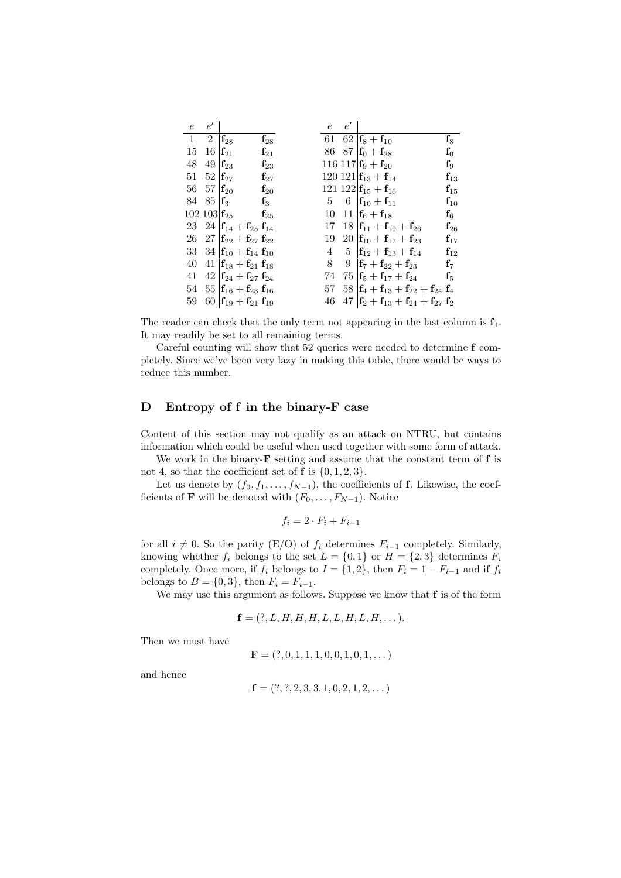| $e$ | $e'$ | | | | $e$ | $e'$ | | |
|---|---|---|---|---|---|---|---|---|
| 1 | 2 | $\mathbf{f}_{28}$ | $\mathbf{f}_{28}$ | | 61 | 62 | $\mathbf{f}_8 + \mathbf{f}_{10}$ | $\mathbf{f}_8$ |
| 15 | 16 | $\mathbf{f}_{21}$ | $\mathbf{f}_{21}$ | | 86 | 87 | $\mathbf{f}_0 + \mathbf{f}_{28}$ | $\mathbf{f}_0$ |
| 48 | 49 | $\mathbf{f}_{23}$ | $\mathbf{f}_{23}$ | | 116 | 117 | $\mathbf{f}_9 + \mathbf{f}_{20}$ | $\mathbf{f}_9$ |
| 51 | 52 | $\mathbf{f}_{27}$ | $\mathbf{f}_{27}$ | | 120 | 121 | $\mathbf{f}_{13} + \mathbf{f}_{14}$ | $\mathbf{f}_{13}$ |
| 56 | 57 | $\mathbf{f}_{20}$ | $\mathbf{f}_{20}$ | | 121 | 122 | $\mathbf{f}_{15} + \mathbf{f}_{16}$ | $\mathbf{f}_{15}$ |
| 84 | 85 | $\mathbf{f}_3$ | $\mathbf{f}_3$ | | 5 | 6 | $\mathbf{f}_{10} + \mathbf{f}_{11}$ | $\mathbf{f}_{10}$ |
| 102 | 103 | $\mathbf{f}_{25}$ | $\mathbf{f}_{25}$ | | 10 | 11 | $\mathbf{f}_6 + \mathbf{f}_{18}$ | $\mathbf{f}_6$ |
| 23 | 24 | $\mathbf{f}_{14} + \mathbf{f}_{25}$ | $\mathbf{f}_{14}$ | | 17 | 18 | $\mathbf{f}_{11} + \mathbf{f}_{19} + \mathbf{f}_{26}$ | $\mathbf{f}_{26}$ |
| 26 | 27 | $\mathbf{f}_{22} + \mathbf{f}_{27}$ | $\mathbf{f}_{22}$ | | 19 | 20 | $\mathbf{f}_{10} + \mathbf{f}_{17} + \mathbf{f}_{23}$ | $\mathbf{f}_{17}$ |
| 33 | 34 | $\mathbf{f}_{10} + \mathbf{f}_{14}$ | $\mathbf{f}_{10}$ | | 4 | 5 | $\mathbf{f}_{12} + \mathbf{f}_{13} + \mathbf{f}_{14}$ | $\mathbf{f}_{12}$ |
| 40 | 41 | $\mathbf{f}_{18} + \mathbf{f}_{21}$ | $\mathbf{f}_{18}$ | | 8 | 9 | $\mathbf{f}_7 + \mathbf{f}_{22} + \mathbf{f}_{23}$ | $\mathbf{f}_7$ |
| 41 | 42 | $\mathbf{f}_{24} + \mathbf{f}_{27}$ | $\mathbf{f}_{24}$ | | 74 | 75 | $\mathbf{f}_5 + \mathbf{f}_{17} + \mathbf{f}_{24}$ | $\mathbf{f}_5$ |
| 54 | 55 | $\mathbf{f}_{16} + \mathbf{f}_{23}$ | $\mathbf{f}_{16}$ | | 57 | 58 | $\mathbf{f}_4 + \mathbf{f}_{13} + \mathbf{f}_{22} + \mathbf{f}_{24}$ | $\mathbf{f}_4$ |
| 59 | 60 | $\mathbf{f}_{19} + \mathbf{f}_{21}$ | $\mathbf{f}_{19}$ | | 46 | 47 | $\mathbf{f}_2 + \mathbf{f}_{13} + \mathbf{f}_{24} + \mathbf{f}_{27}$ | $\mathbf{f}_2$ |

The reader can check that the only term not appearing in the last column is $\mathbf{f}_1$. It may readily be set to all remaining terms.

Careful counting will show that 52 queries were needed to determine $\mathbf{f}$ completely. Since we've been very lazy in making this table, there would be ways to reduce this number.

## D Entropy of f in the binary-F case

Content of this section may not qualify as an attack on NTRU, but contains information which could be useful when used together with some form of attack.

We work in the binary-$\mathbf{F}$ setting and assume that the constant term of $\mathbf{f}$ is not 4, so that the coefficient set of $\mathbf{f}$ is $\{0, 1, 2, 3\}$.

Let us denote by $(f_0, f_1, \ldots, f_{N-1})$, the coefficients of $\mathbf{f}$. Likewise, the coefficients of $\mathbf{F}$ will be denoted with $(F_0, \ldots, F_{N-1})$. Notice

$$f_i = 2 \cdot F_i + F_{i-1}$$

for all $i \neq 0$. So the parity (E/O) of $f_i$ determines $F_{i-1}$ completely. Similarly, knowing whether $f_i$ belongs to the set $L = \{0, 1\}$ or $H = \{2, 3\}$ determines $F_i$ completely. Once more, if $f_i$ belongs to $I = \{1, 2\}$, then $F_i = 1 - F_{i-1}$ and if $f_i$ belongs to $B = \{0, 3\}$, then $F_i = F_{i-1}$.

We may use this argument as follows. Suppose we know that $\mathbf{f}$ is of the form

$$\mathbf{f} = (?, L, H, H, H, L, L, H, L, H, \ldots).$$

Then we must have

$$\mathbf{F} = (?, 0, 1, 1, 1, 0, 0, 1, 0, 1, \ldots)$$

and hence

$$\mathbf{f} = (?, ?, 2, 3, 3, 1, 0, 2, 1, 2, \ldots)$$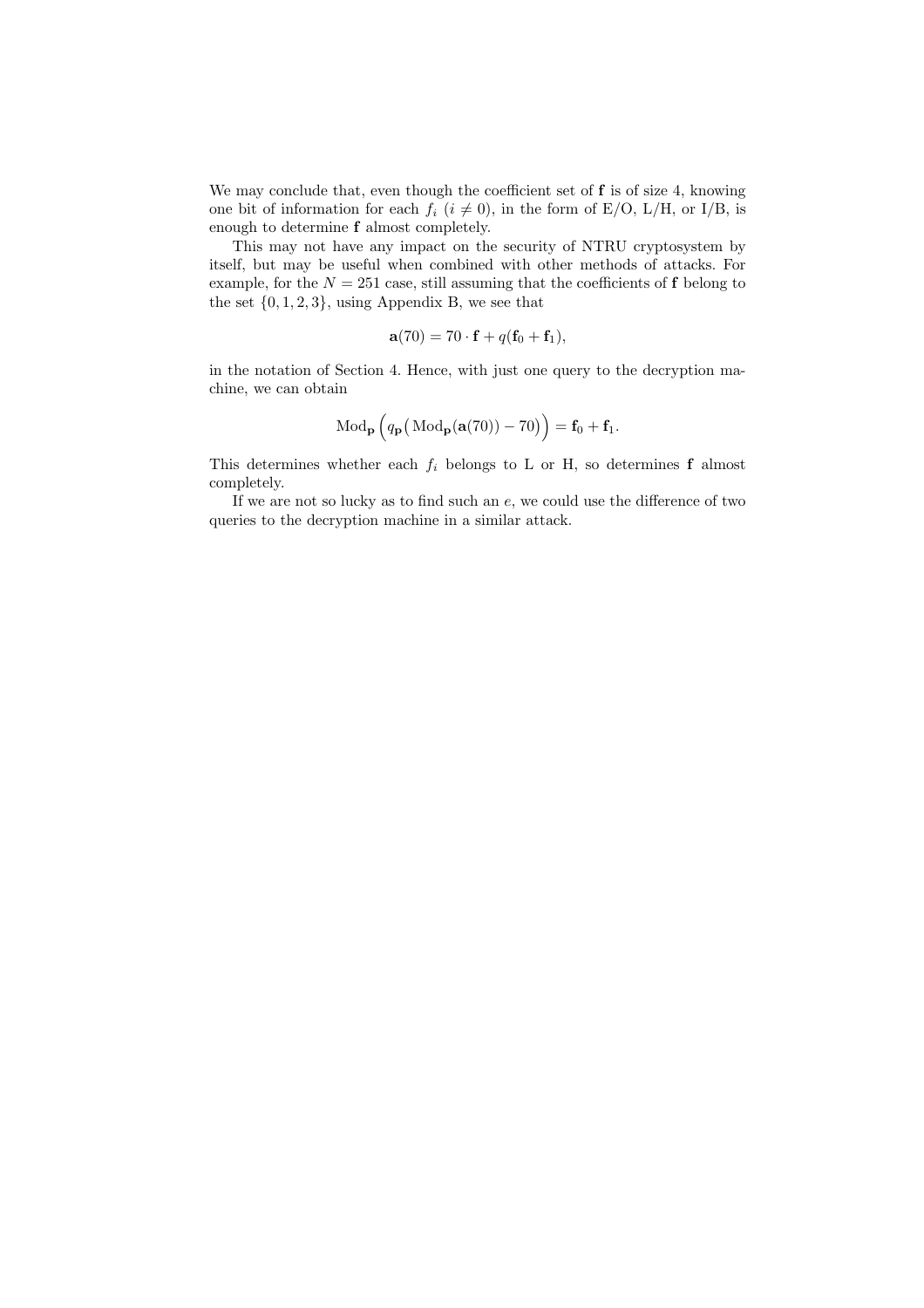We may conclude that, even though the coefficient set of $\mathbf{f}$ is of size 4, knowing one bit of information for each $f_i$ $(i \neq 0)$, in the form of E/O, L/H, or I/B, is enough to determine $\mathbf{f}$ almost completely.

This may not have any impact on the security of NTRU cryptosystem by itself, but may be useful when combined with other methods of attacks. For example, for the $N = 251$ case, still assuming that the coefficients of $\mathbf{f}$ belong to the set $\{0, 1, 2, 3\}$, using Appendix B, we see that

$$\mathbf{a}(70) = 70 \cdot \mathbf{f} + q(\mathbf{f}_0 + \mathbf{f}_1),$$

in the notation of Section 4. Hence, with just one query to the decryption machine, we can obtain

$$\mathrm{Mod}_{\mathbf{p}}\Big(q_{\mathbf{p}}\big(\mathrm{Mod}_{\mathbf{p}}(\mathbf{a}(70)) - 70\big)\Big) = \mathbf{f}_0 + \mathbf{f}_1.$$

This determines whether each $f_i$ belongs to L or H, so determines $\mathbf{f}$ almost completely.

If we are not so lucky as to find such an $e$, we could use the difference of two queries to the decryption machine in a similar attack.